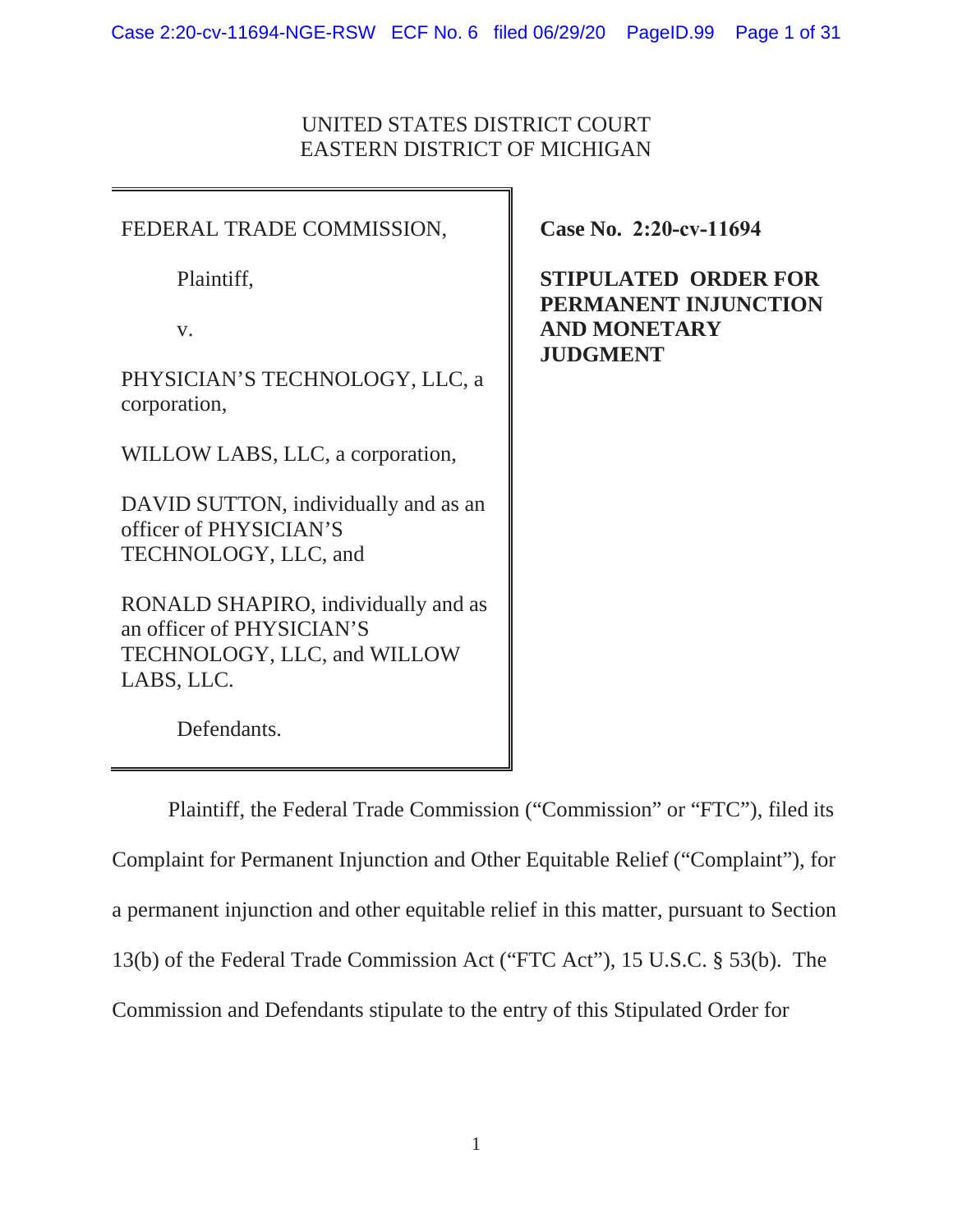UNITED STATES DISTRICT COURT
EASTERN DISTRICT OF MICHIGAN

FEDERAL TRADE COMMISSION,

Plaintiff,

v.

PHYSICIAN'S TECHNOLOGY, LLC, a corporation,

WILLOW LABS, LLC, a corporation,

DAVID SUTTON, individually and as an officer of PHYSICIAN'S TECHNOLOGY, LLC, and

RONALD SHAPIRO, individually and as an officer of PHYSICIAN'S TECHNOLOGY, LLC, and WILLOW LABS, LLC.

Defendants.

**Case No. 2:20-cv-11694**

**STIPULATED ORDER FOR PERMANENT INJUNCTION AND MONETARY JUDGMENT**

Plaintiff, the Federal Trade Commission ("Commission" or "FTC"), filed its Complaint for Permanent Injunction and Other Equitable Relief ("Complaint"), for a permanent injunction and other equitable relief in this matter, pursuant to Section 13(b) of the Federal Trade Commission Act ("FTC Act"), 15 U.S.C. § 53(b). The Commission and Defendants stipulate to the entry of this Stipulated Order for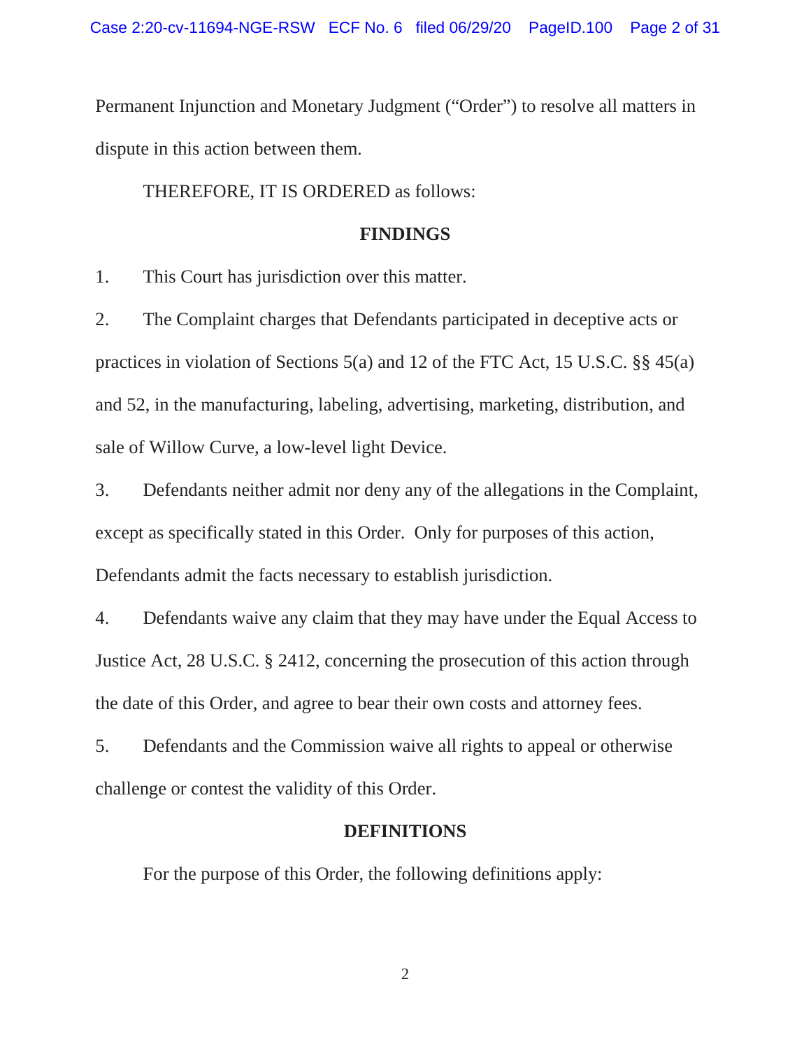Permanent Injunction and Monetary Judgment ("Order") to resolve all matters in dispute in this action between them.

THEREFORE, IT IS ORDERED as follows:

## FINDINGS

1. This Court has jurisdiction over this matter.

2. The Complaint charges that Defendants participated in deceptive acts or practices in violation of Sections 5(a) and 12 of the FTC Act, 15 U.S.C. §§ 45(a) and 52, in the manufacturing, labeling, advertising, marketing, distribution, and sale of Willow Curve, a low-level light Device.

3. Defendants neither admit nor deny any of the allegations in the Complaint, except as specifically stated in this Order. Only for purposes of this action, Defendants admit the facts necessary to establish jurisdiction.

4. Defendants waive any claim that they may have under the Equal Access to Justice Act, 28 U.S.C. § 2412, concerning the prosecution of this action through the date of this Order, and agree to bear their own costs and attorney fees.

5. Defendants and the Commission waive all rights to appeal or otherwise challenge or contest the validity of this Order.

## DEFINITIONS

For the purpose of this Order, the following definitions apply: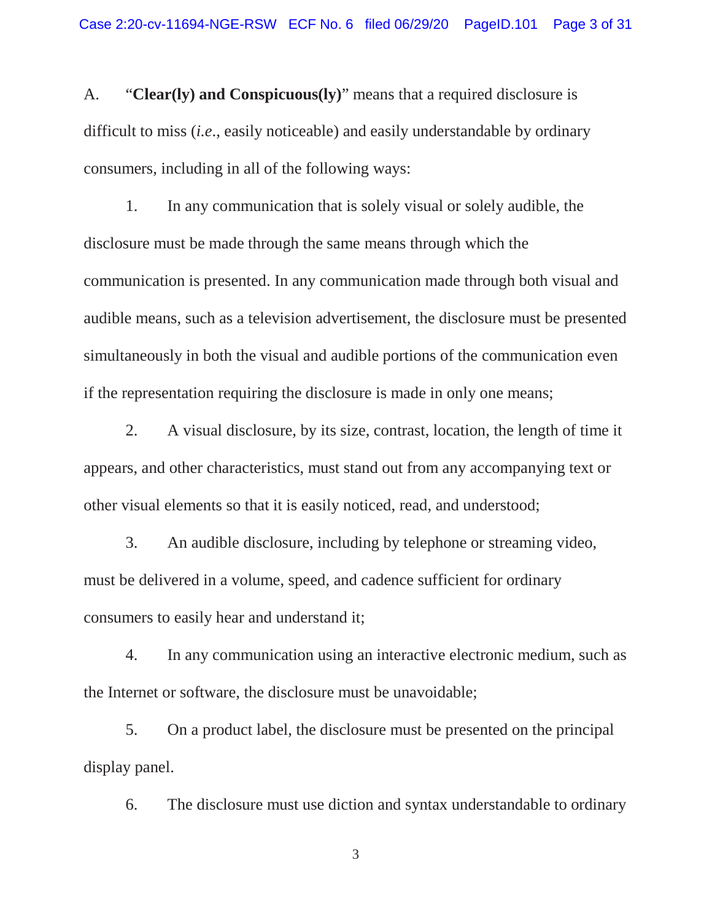A. "**Clear(ly) and Conspicuous(ly)**" means that a required disclosure is difficult to miss (*i.e.*, easily noticeable) and easily understandable by ordinary consumers, including in all of the following ways:

1. In any communication that is solely visual or solely audible, the disclosure must be made through the same means through which the communication is presented. In any communication made through both visual and audible means, such as a television advertisement, the disclosure must be presented simultaneously in both the visual and audible portions of the communication even if the representation requiring the disclosure is made in only one means;

2. A visual disclosure, by its size, contrast, location, the length of time it appears, and other characteristics, must stand out from any accompanying text or other visual elements so that it is easily noticed, read, and understood;

3. An audible disclosure, including by telephone or streaming video, must be delivered in a volume, speed, and cadence sufficient for ordinary consumers to easily hear and understand it;

4. In any communication using an interactive electronic medium, such as the Internet or software, the disclosure must be unavoidable;

5. On a product label, the disclosure must be presented on the principal display panel.

6. The disclosure must use diction and syntax understandable to ordinary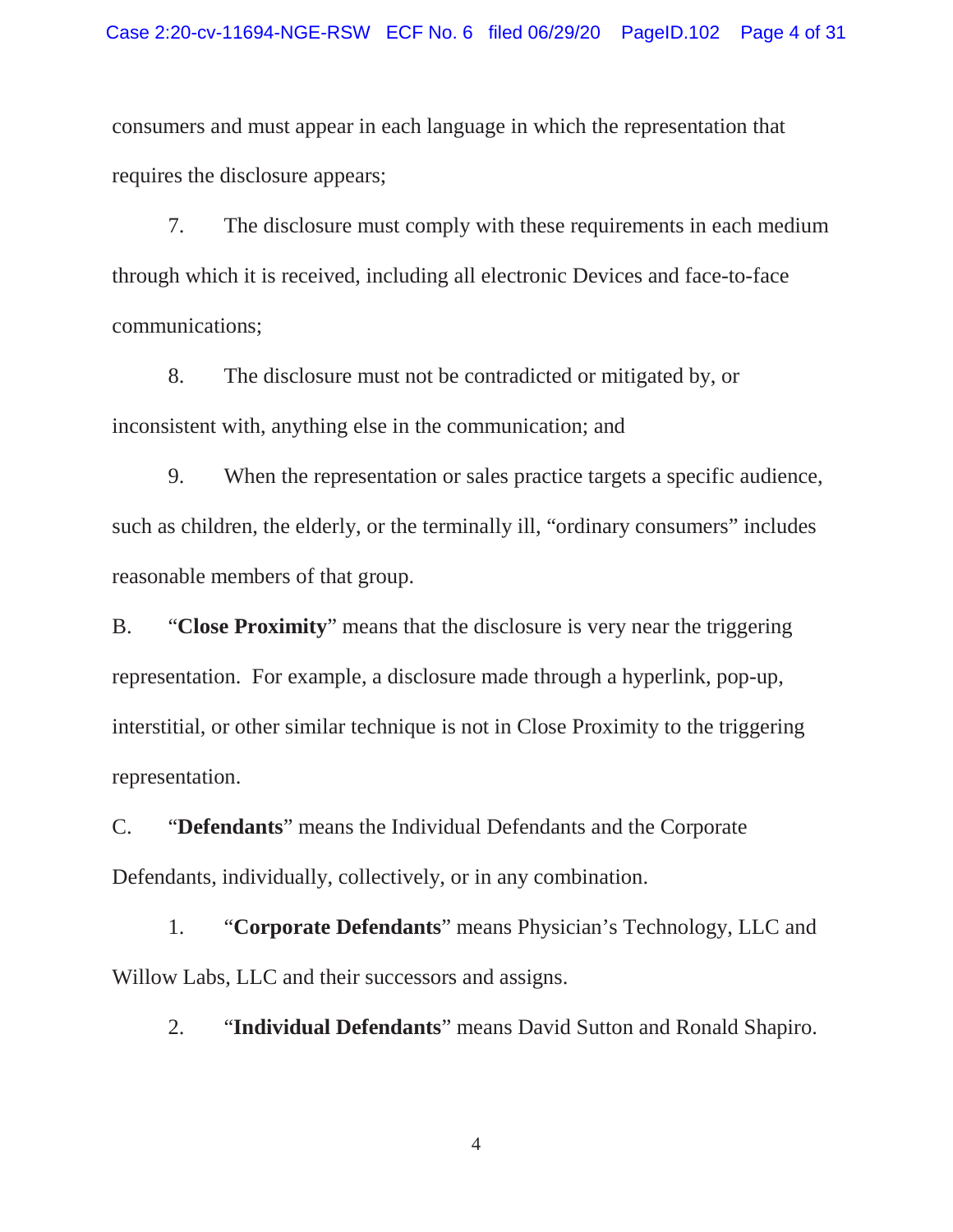consumers and must appear in each language in which the representation that requires the disclosure appears;

7. The disclosure must comply with these requirements in each medium through which it is received, including all electronic Devices and face-to-face communications;

8. The disclosure must not be contradicted or mitigated by, or inconsistent with, anything else in the communication; and

9. When the representation or sales practice targets a specific audience, such as children, the elderly, or the terminally ill, "ordinary consumers" includes reasonable members of that group.

B. "**Close Proximity**" means that the disclosure is very near the triggering representation. For example, a disclosure made through a hyperlink, pop-up, interstitial, or other similar technique is not in Close Proximity to the triggering representation.

C. "**Defendants**" means the Individual Defendants and the Corporate Defendants, individually, collectively, or in any combination.

1. "**Corporate Defendants**" means Physician's Technology, LLC and Willow Labs, LLC and their successors and assigns.

2. "**Individual Defendants**" means David Sutton and Ronald Shapiro.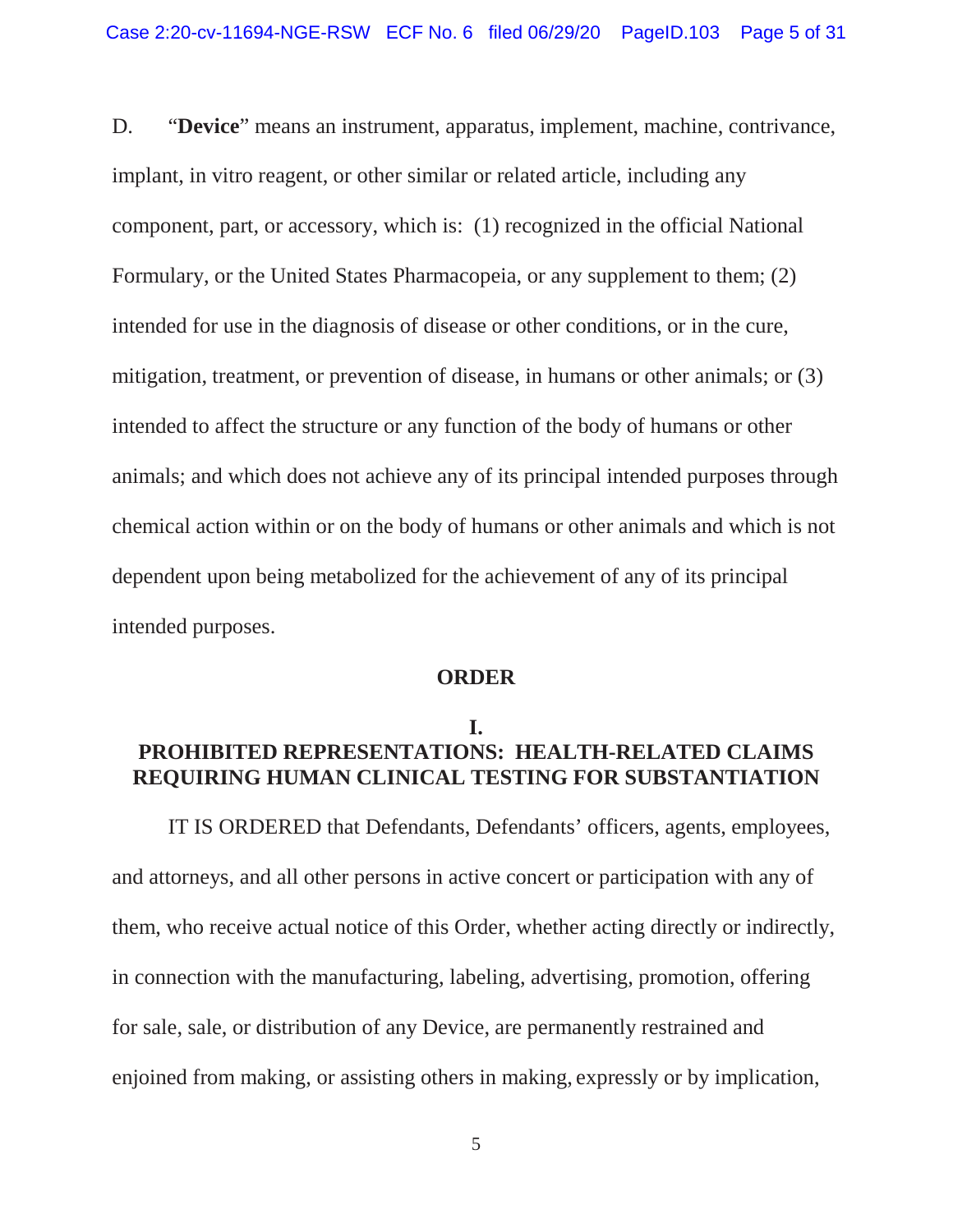D. "**Device**" means an instrument, apparatus, implement, machine, contrivance, implant, in vitro reagent, or other similar or related article, including any component, part, or accessory, which is: (1) recognized in the official National Formulary, or the United States Pharmacopeia, or any supplement to them; (2) intended for use in the diagnosis of disease or other conditions, or in the cure, mitigation, treatment, or prevention of disease, in humans or other animals; or (3) intended to affect the structure or any function of the body of humans or other animals; and which does not achieve any of its principal intended purposes through chemical action within or on the body of humans or other animals and which is not dependent upon being metabolized for the achievement of any of its principal intended purposes.

## ORDER

### I.
### PROHIBITED REPRESENTATIONS: HEALTH-RELATED CLAIMS REQUIRING HUMAN CLINICAL TESTING FOR SUBSTANTIATION

IT IS ORDERED that Defendants, Defendants' officers, agents, employees, and attorneys, and all other persons in active concert or participation with any of them, who receive actual notice of this Order, whether acting directly or indirectly, in connection with the manufacturing, labeling, advertising, promotion, offering for sale, sale, or distribution of any Device, are permanently restrained and enjoined from making, or assisting others in making, expressly or by implication,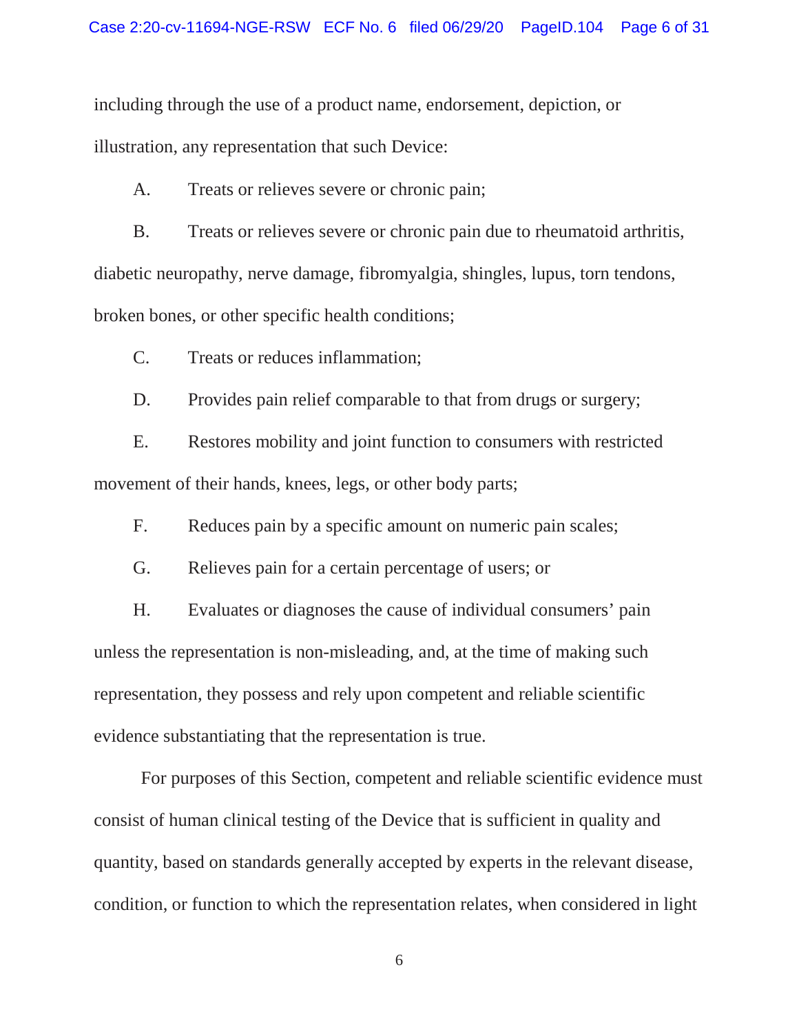including through the use of a product name, endorsement, depiction, or illustration, any representation that such Device:

A. Treats or relieves severe or chronic pain;

B. Treats or relieves severe or chronic pain due to rheumatoid arthritis, diabetic neuropathy, nerve damage, fibromyalgia, shingles, lupus, torn tendons, broken bones, or other specific health conditions;

C. Treats or reduces inflammation;

D. Provides pain relief comparable to that from drugs or surgery;

E. Restores mobility and joint function to consumers with restricted movement of their hands, knees, legs, or other body parts;

F. Reduces pain by a specific amount on numeric pain scales;

G. Relieves pain for a certain percentage of users; or

H. Evaluates or diagnoses the cause of individual consumers' pain

unless the representation is non-misleading, and, at the time of making such representation, they possess and rely upon competent and reliable scientific evidence substantiating that the representation is true.

For purposes of this Section, competent and reliable scientific evidence must consist of human clinical testing of the Device that is sufficient in quality and quantity, based on standards generally accepted by experts in the relevant disease, condition, or function to which the representation relates, when considered in light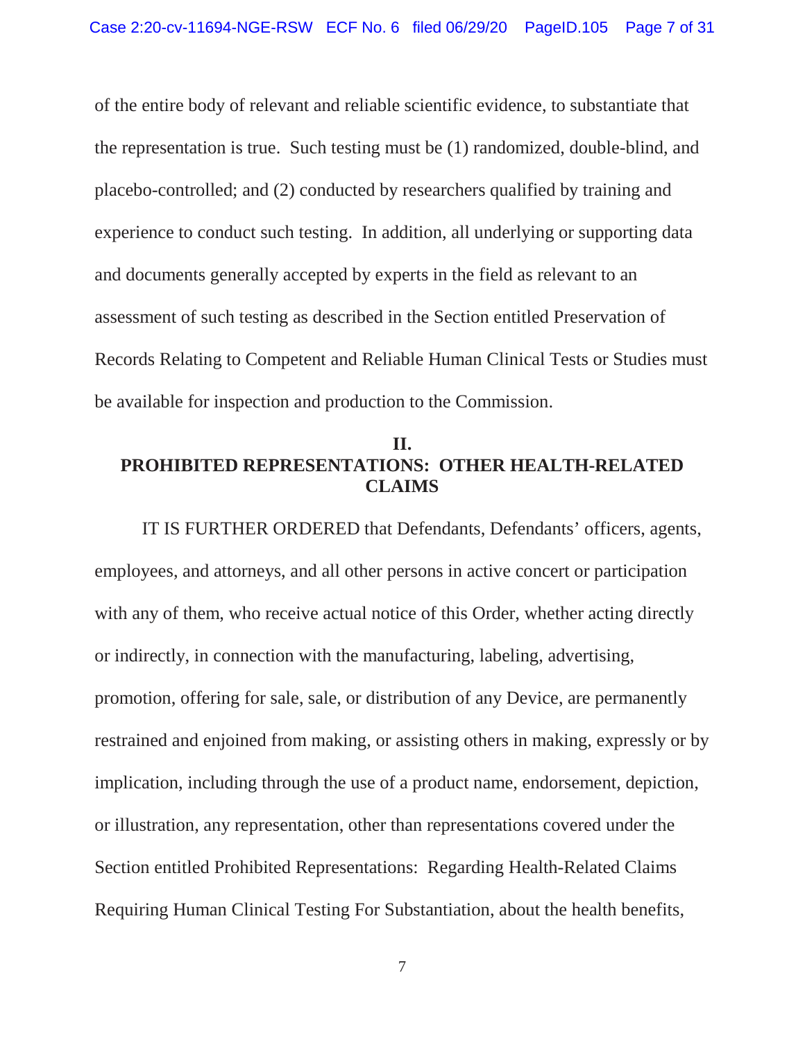of the entire body of relevant and reliable scientific evidence, to substantiate that the representation is true. Such testing must be (1) randomized, double-blind, and placebo-controlled; and (2) conducted by researchers qualified by training and experience to conduct such testing. In addition, all underlying or supporting data and documents generally accepted by experts in the field as relevant to an assessment of such testing as described in the Section entitled Preservation of Records Relating to Competent and Reliable Human Clinical Tests or Studies must be available for inspection and production to the Commission.

## II.
## PROHIBITED REPRESENTATIONS: OTHER HEALTH-RELATED CLAIMS

IT IS FURTHER ORDERED that Defendants, Defendants' officers, agents, employees, and attorneys, and all other persons in active concert or participation with any of them, who receive actual notice of this Order, whether acting directly or indirectly, in connection with the manufacturing, labeling, advertising, promotion, offering for sale, sale, or distribution of any Device, are permanently restrained and enjoined from making, or assisting others in making, expressly or by implication, including through the use of a product name, endorsement, depiction, or illustration, any representation, other than representations covered under the Section entitled Prohibited Representations: Regarding Health-Related Claims Requiring Human Clinical Testing For Substantiation, about the health benefits,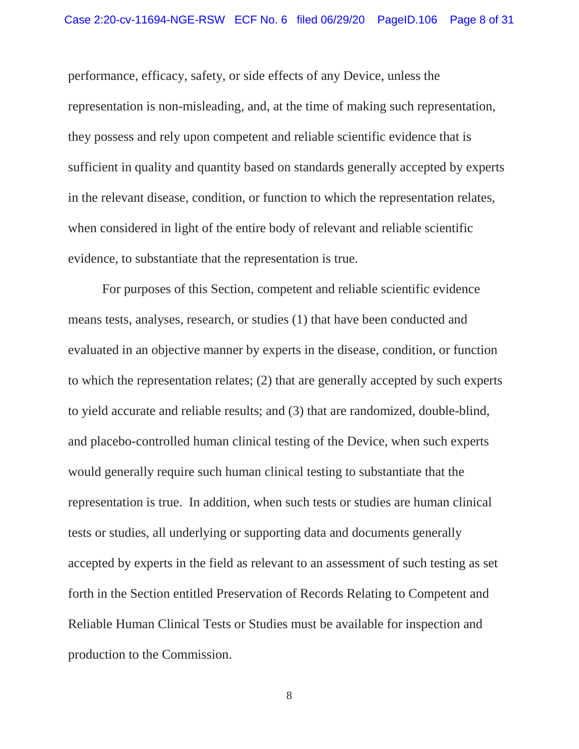performance, efficacy, safety, or side effects of any Device, unless the representation is non-misleading, and, at the time of making such representation, they possess and rely upon competent and reliable scientific evidence that is sufficient in quality and quantity based on standards generally accepted by experts in the relevant disease, condition, or function to which the representation relates, when considered in light of the entire body of relevant and reliable scientific evidence, to substantiate that the representation is true.

For purposes of this Section, competent and reliable scientific evidence means tests, analyses, research, or studies (1) that have been conducted and evaluated in an objective manner by experts in the disease, condition, or function to which the representation relates; (2) that are generally accepted by such experts to yield accurate and reliable results; and (3) that are randomized, double-blind, and placebo-controlled human clinical testing of the Device, when such experts would generally require such human clinical testing to substantiate that the representation is true. In addition, when such tests or studies are human clinical tests or studies, all underlying or supporting data and documents generally accepted by experts in the field as relevant to an assessment of such testing as set forth in the Section entitled Preservation of Records Relating to Competent and Reliable Human Clinical Tests or Studies must be available for inspection and production to the Commission.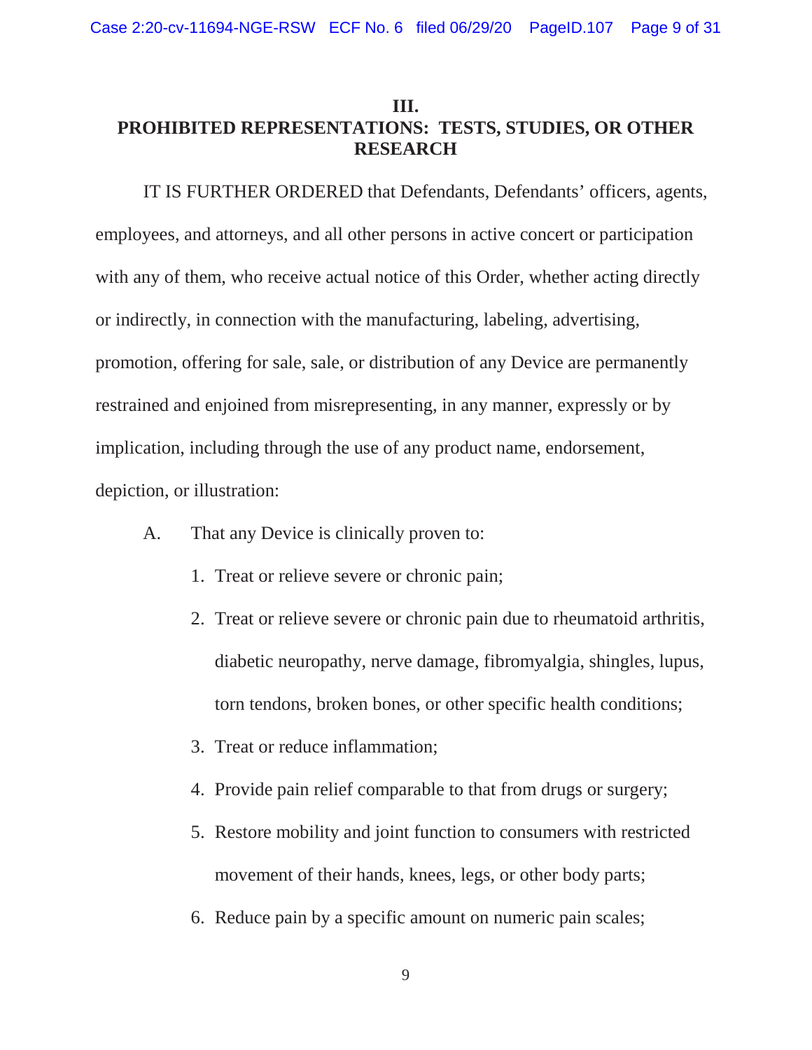## III.
## PROHIBITED REPRESENTATIONS: TESTS, STUDIES, OR OTHER RESEARCH

IT IS FURTHER ORDERED that Defendants, Defendants' officers, agents, employees, and attorneys, and all other persons in active concert or participation with any of them, who receive actual notice of this Order, whether acting directly or indirectly, in connection with the manufacturing, labeling, advertising, promotion, offering for sale, sale, or distribution of any Device are permanently restrained and enjoined from misrepresenting, in any manner, expressly or by implication, including through the use of any product name, endorsement, depiction, or illustration:

A. That any Device is clinically proven to:

1. Treat or relieve severe or chronic pain;
2. Treat or relieve severe or chronic pain due to rheumatoid arthritis, diabetic neuropathy, nerve damage, fibromyalgia, shingles, lupus, torn tendons, broken bones, or other specific health conditions;
3. Treat or reduce inflammation;
4. Provide pain relief comparable to that from drugs or surgery;
5. Restore mobility and joint function to consumers with restricted movement of their hands, knees, legs, or other body parts;
6. Reduce pain by a specific amount on numeric pain scales;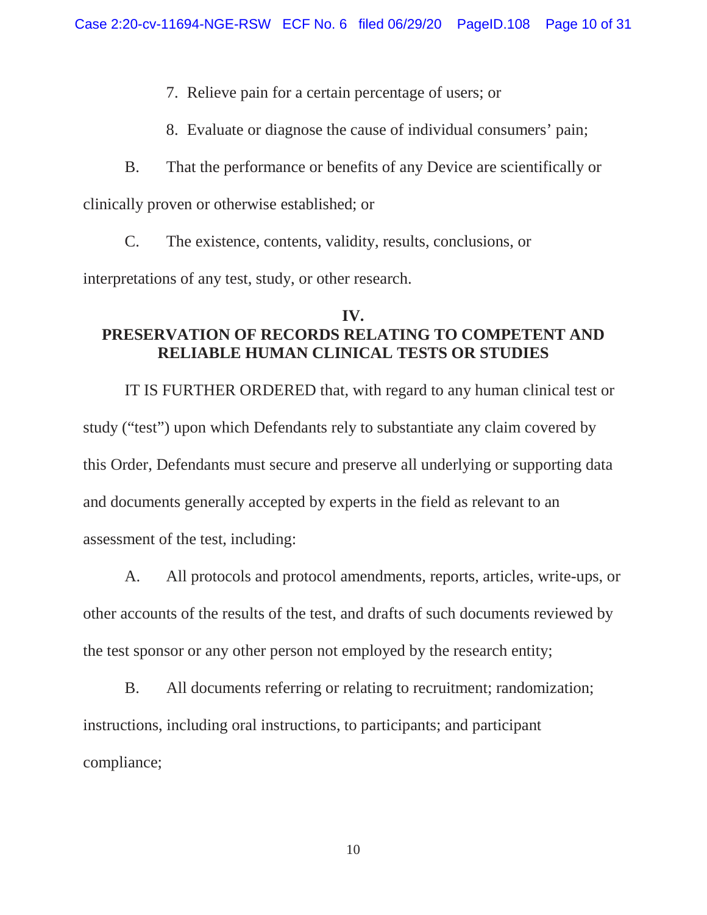7. Relieve pain for a certain percentage of users; or

8. Evaluate or diagnose the cause of individual consumers' pain;

B. That the performance or benefits of any Device are scientifically or clinically proven or otherwise established; or

C. The existence, contents, validity, results, conclusions, or interpretations of any test, study, or other research.

## IV. PRESERVATION OF RECORDS RELATING TO COMPETENT AND RELIABLE HUMAN CLINICAL TESTS OR STUDIES

IT IS FURTHER ORDERED that, with regard to any human clinical test or study ("test") upon which Defendants rely to substantiate any claim covered by this Order, Defendants must secure and preserve all underlying or supporting data and documents generally accepted by experts in the field as relevant to an assessment of the test, including:

A. All protocols and protocol amendments, reports, articles, write-ups, or other accounts of the results of the test, and drafts of such documents reviewed by the test sponsor or any other person not employed by the research entity;

B. All documents referring or relating to recruitment; randomization; instructions, including oral instructions, to participants; and participant compliance;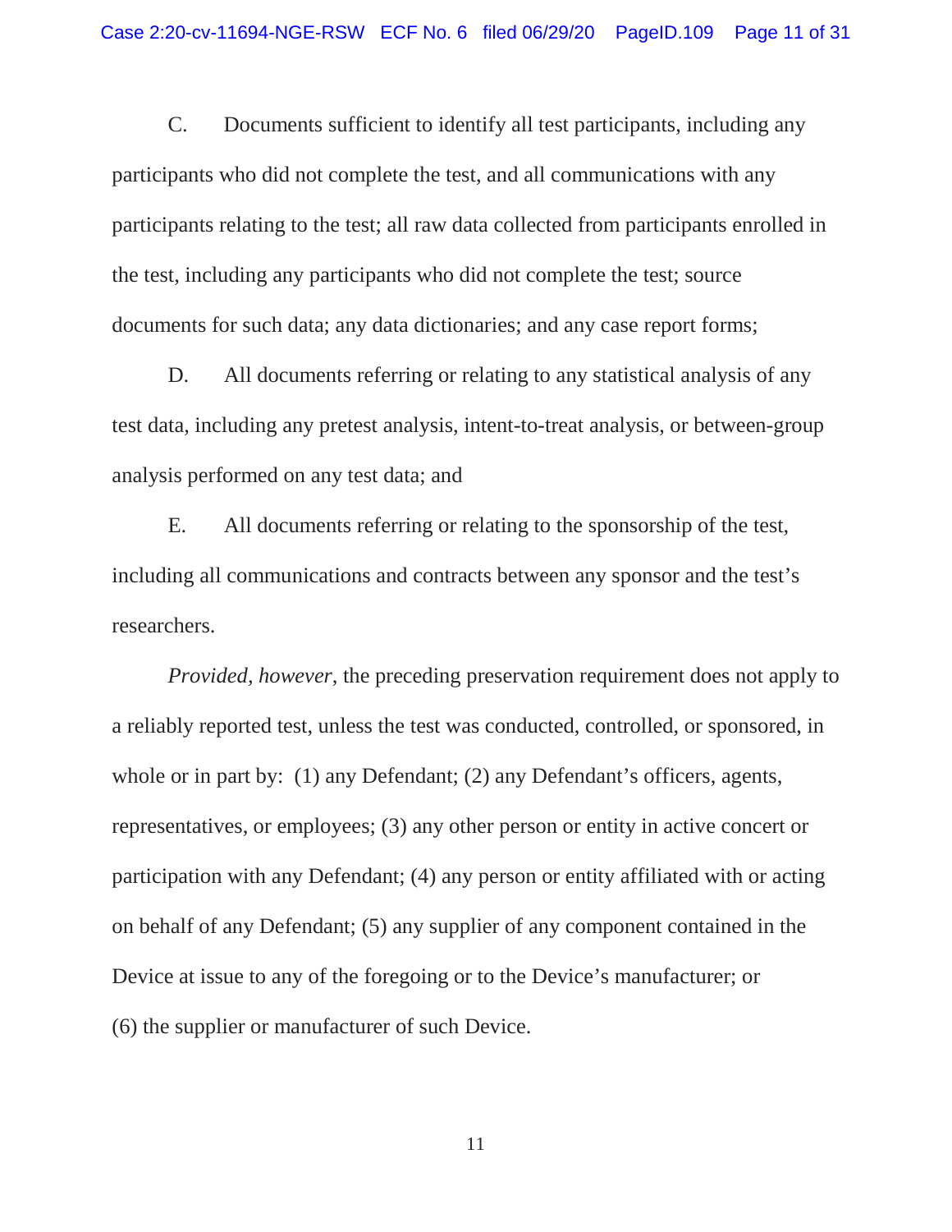C. Documents sufficient to identify all test participants, including any participants who did not complete the test, and all communications with any participants relating to the test; all raw data collected from participants enrolled in the test, including any participants who did not complete the test; source documents for such data; any data dictionaries; and any case report forms;

D. All documents referring or relating to any statistical analysis of any test data, including any pretest analysis, intent-to-treat analysis, or between-group analysis performed on any test data; and

E. All documents referring or relating to the sponsorship of the test, including all communications and contracts between any sponsor and the test's researchers.

*Provided, however*, the preceding preservation requirement does not apply to a reliably reported test, unless the test was conducted, controlled, or sponsored, in whole or in part by: (1) any Defendant; (2) any Defendant's officers, agents, representatives, or employees; (3) any other person or entity in active concert or participation with any Defendant; (4) any person or entity affiliated with or acting on behalf of any Defendant; (5) any supplier of any component contained in the Device at issue to any of the foregoing or to the Device's manufacturer; or (6) the supplier or manufacturer of such Device.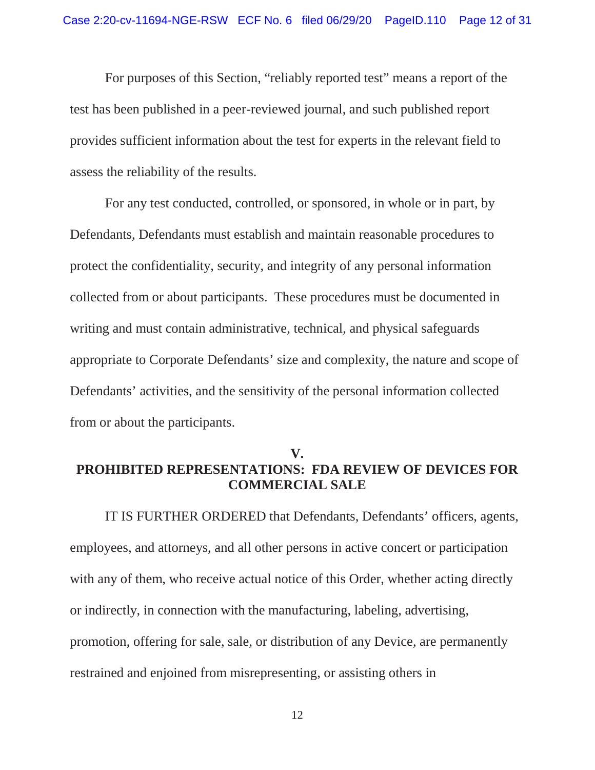For purposes of this Section, "reliably reported test" means a report of the test has been published in a peer-reviewed journal, and such published report provides sufficient information about the test for experts in the relevant field to assess the reliability of the results.

For any test conducted, controlled, or sponsored, in whole or in part, by Defendants, Defendants must establish and maintain reasonable procedures to protect the confidentiality, security, and integrity of any personal information collected from or about participants. These procedures must be documented in writing and must contain administrative, technical, and physical safeguards appropriate to Corporate Defendants' size and complexity, the nature and scope of Defendants' activities, and the sensitivity of the personal information collected from or about the participants.

## V.
## PROHIBITED REPRESENTATIONS: FDA REVIEW OF DEVICES FOR COMMERCIAL SALE

IT IS FURTHER ORDERED that Defendants, Defendants' officers, agents, employees, and attorneys, and all other persons in active concert or participation with any of them, who receive actual notice of this Order, whether acting directly or indirectly, in connection with the manufacturing, labeling, advertising, promotion, offering for sale, sale, or distribution of any Device, are permanently restrained and enjoined from misrepresenting, or assisting others in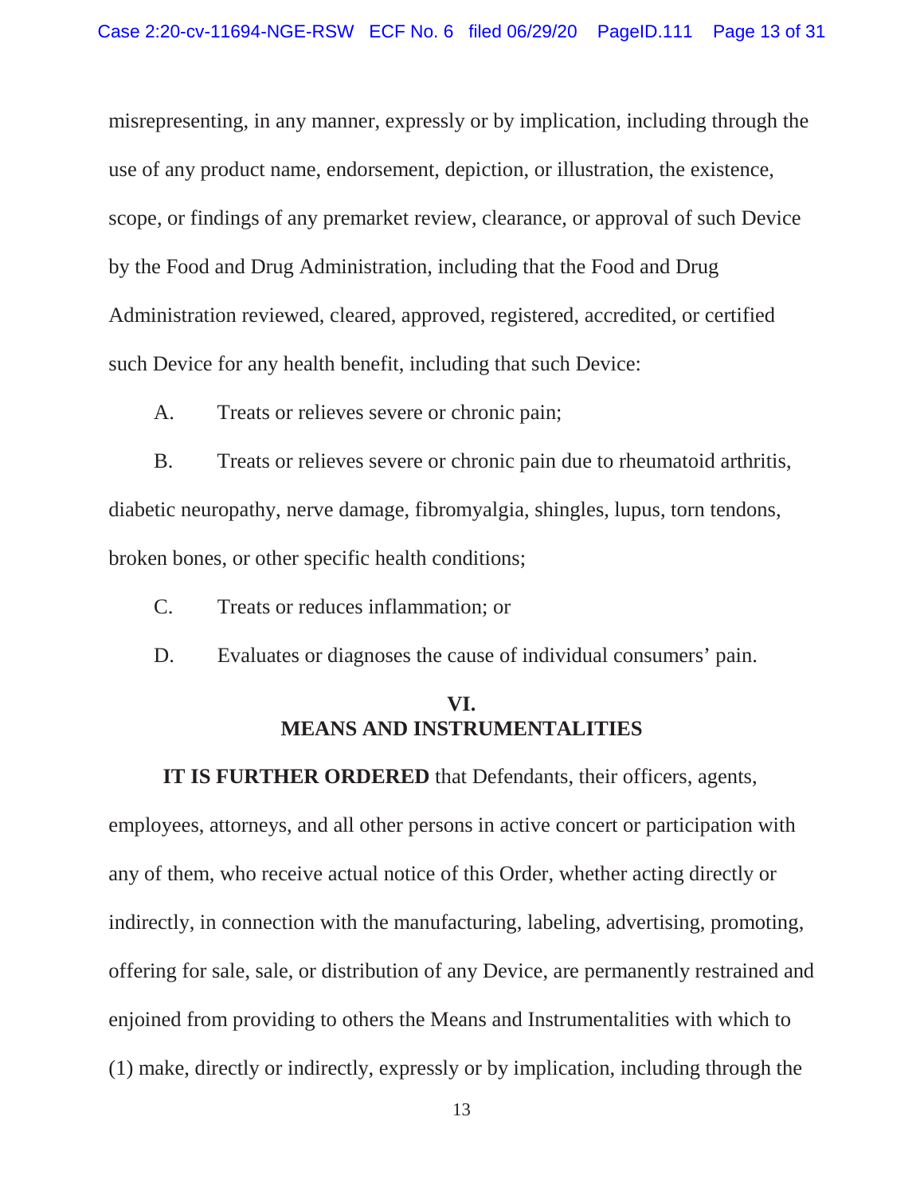misrepresenting, in any manner, expressly or by implication, including through the use of any product name, endorsement, depiction, or illustration, the existence, scope, or findings of any premarket review, clearance, or approval of such Device by the Food and Drug Administration, including that the Food and Drug Administration reviewed, cleared, approved, registered, accredited, or certified such Device for any health benefit, including that such Device:

A. Treats or relieves severe or chronic pain;

B. Treats or relieves severe or chronic pain due to rheumatoid arthritis, diabetic neuropathy, nerve damage, fibromyalgia, shingles, lupus, torn tendons, broken bones, or other specific health conditions;

C. Treats or reduces inflammation; or

D. Evaluates or diagnoses the cause of individual consumers' pain.

## VI.
## MEANS AND INSTRUMENTALITIES

**IT IS FURTHER ORDERED** that Defendants, their officers, agents, employees, attorneys, and all other persons in active concert or participation with any of them, who receive actual notice of this Order, whether acting directly or indirectly, in connection with the manufacturing, labeling, advertising, promoting, offering for sale, sale, or distribution of any Device, are permanently restrained and enjoined from providing to others the Means and Instrumentalities with which to (1) make, directly or indirectly, expressly or by implication, including through the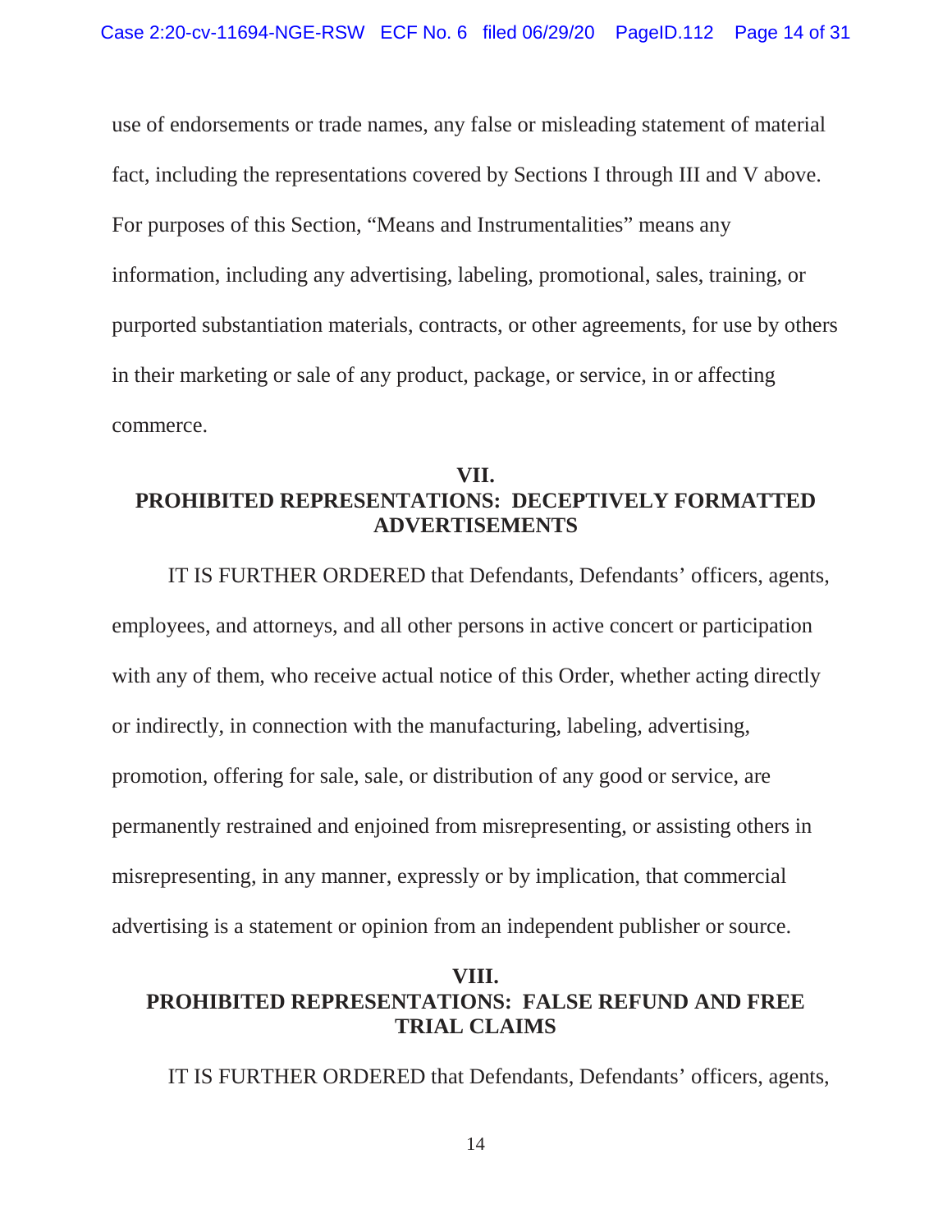use of endorsements or trade names, any false or misleading statement of material fact, including the representations covered by Sections I through III and V above. For purposes of this Section, "Means and Instrumentalities" means any information, including any advertising, labeling, promotional, sales, training, or purported substantiation materials, contracts, or other agreements, for use by others in their marketing or sale of any product, package, or service, in or affecting commerce.

## VII.
## PROHIBITED REPRESENTATIONS: DECEPTIVELY FORMATTED ADVERTISEMENTS

IT IS FURTHER ORDERED that Defendants, Defendants' officers, agents, employees, and attorneys, and all other persons in active concert or participation with any of them, who receive actual notice of this Order, whether acting directly or indirectly, in connection with the manufacturing, labeling, advertising, promotion, offering for sale, sale, or distribution of any good or service, are permanently restrained and enjoined from misrepresenting, or assisting others in misrepresenting, in any manner, expressly or by implication, that commercial advertising is a statement or opinion from an independent publisher or source.

## VIII.
## PROHIBITED REPRESENTATIONS: FALSE REFUND AND FREE TRIAL CLAIMS

IT IS FURTHER ORDERED that Defendants, Defendants' officers, agents,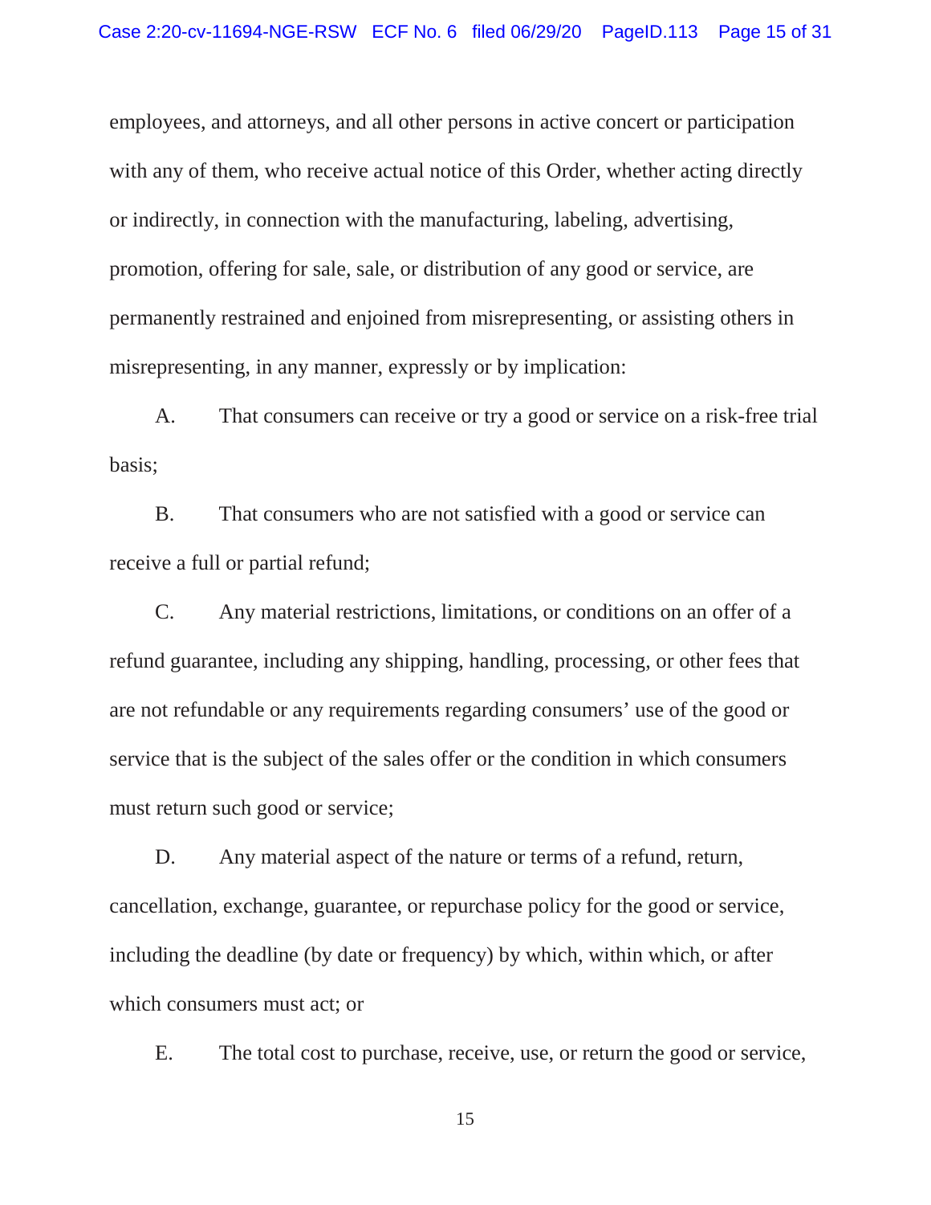employees, and attorneys, and all other persons in active concert or participation with any of them, who receive actual notice of this Order, whether acting directly or indirectly, in connection with the manufacturing, labeling, advertising, promotion, offering for sale, sale, or distribution of any good or service, are permanently restrained and enjoined from misrepresenting, or assisting others in misrepresenting, in any manner, expressly or by implication:

A. That consumers can receive or try a good or service on a risk-free trial basis;

B. That consumers who are not satisfied with a good or service can receive a full or partial refund;

C. Any material restrictions, limitations, or conditions on an offer of a refund guarantee, including any shipping, handling, processing, or other fees that are not refundable or any requirements regarding consumers' use of the good or service that is the subject of the sales offer or the condition in which consumers must return such good or service;

D. Any material aspect of the nature or terms of a refund, return, cancellation, exchange, guarantee, or repurchase policy for the good or service, including the deadline (by date or frequency) by which, within which, or after which consumers must act; or

E. The total cost to purchase, receive, use, or return the good or service,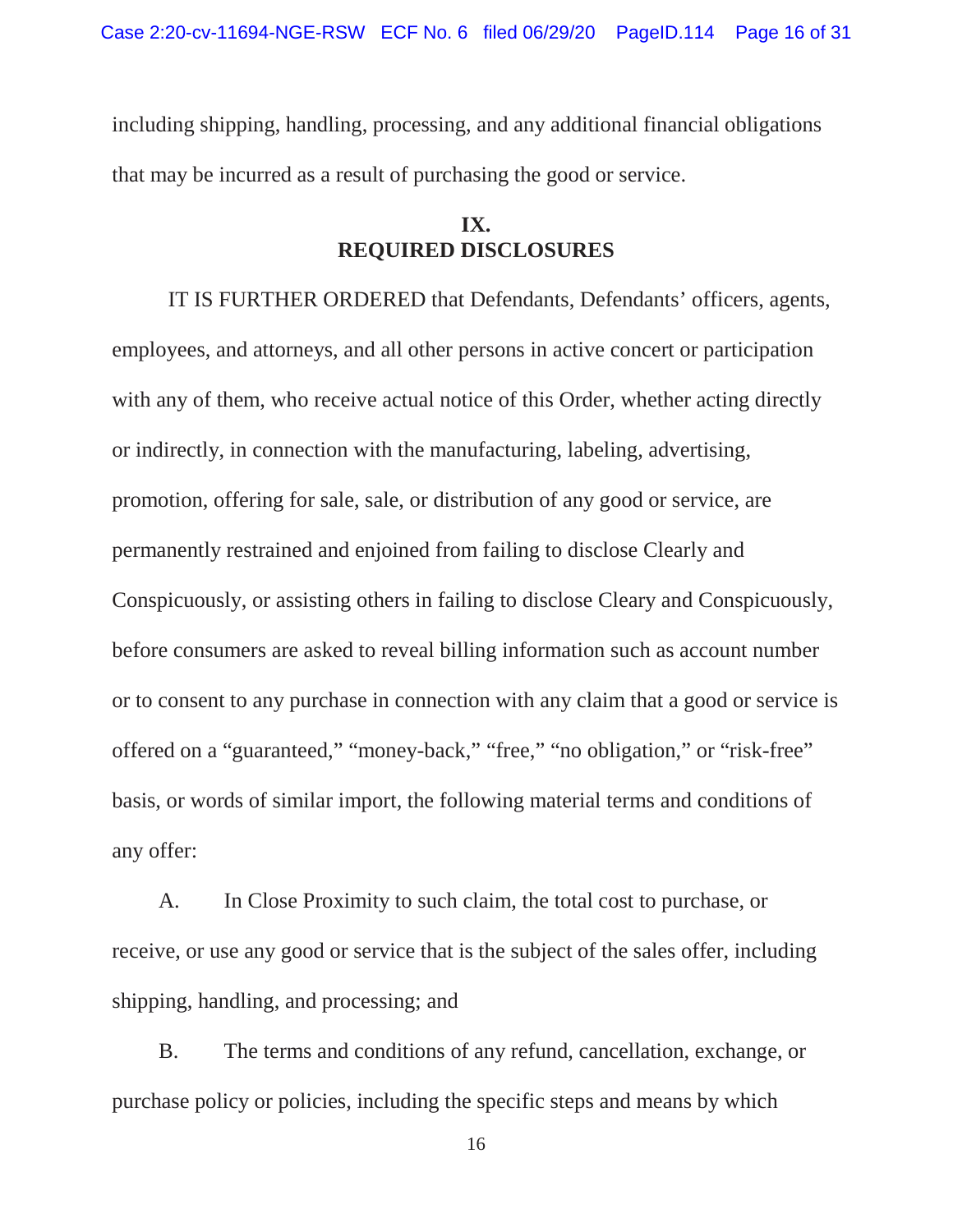including shipping, handling, processing, and any additional financial obligations that may be incurred as a result of purchasing the good or service.

## IX.
## REQUIRED DISCLOSURES

IT IS FURTHER ORDERED that Defendants, Defendants' officers, agents, employees, and attorneys, and all other persons in active concert or participation with any of them, who receive actual notice of this Order, whether acting directly or indirectly, in connection with the manufacturing, labeling, advertising, promotion, offering for sale, sale, or distribution of any good or service, are permanently restrained and enjoined from failing to disclose Clearly and Conspicuously, or assisting others in failing to disclose Cleary and Conspicuously, before consumers are asked to reveal billing information such as account number or to consent to any purchase in connection with any claim that a good or service is offered on a "guaranteed," "money-back," "free," "no obligation," or "risk-free" basis, or words of similar import, the following material terms and conditions of any offer:

A. In Close Proximity to such claim, the total cost to purchase, or receive, or use any good or service that is the subject of the sales offer, including shipping, handling, and processing; and

B. The terms and conditions of any refund, cancellation, exchange, or purchase policy or policies, including the specific steps and means by which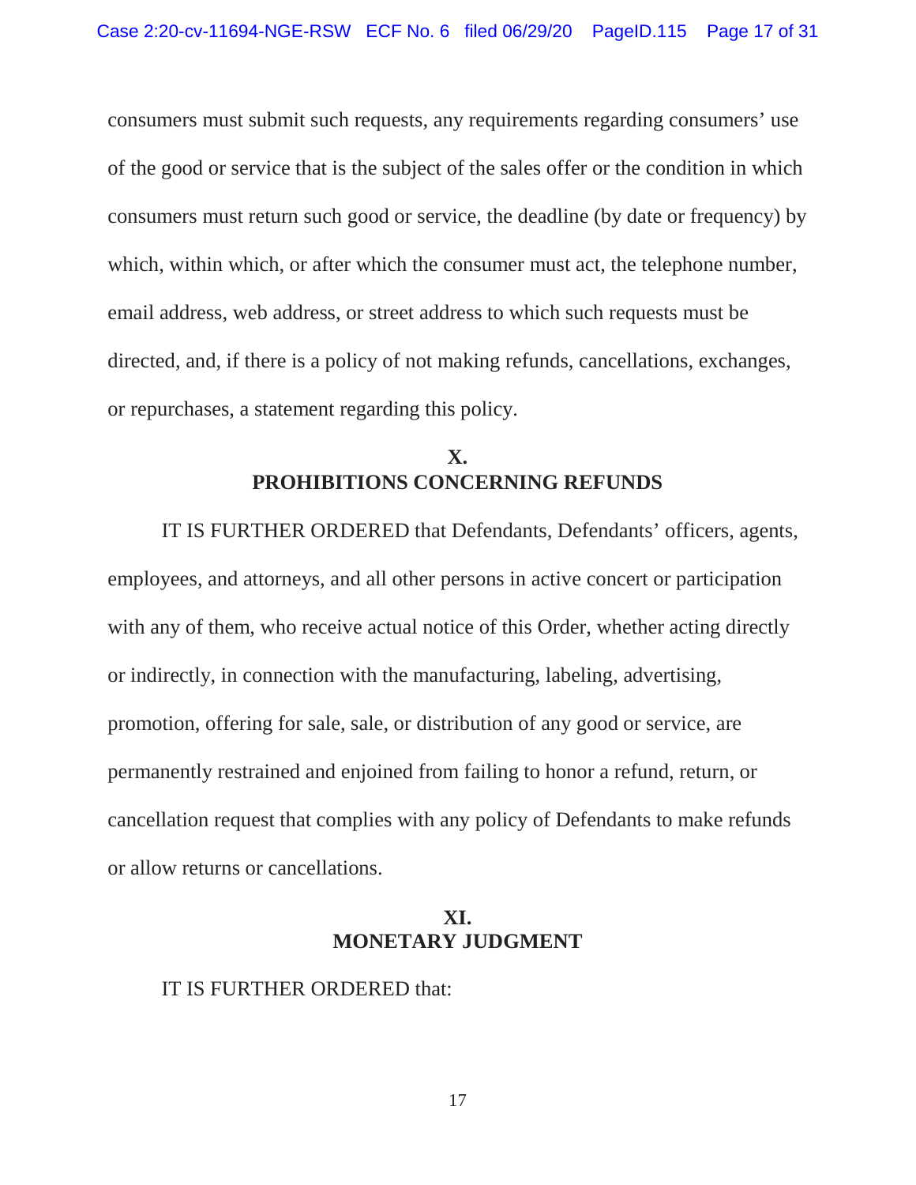consumers must submit such requests, any requirements regarding consumers' use of the good or service that is the subject of the sales offer or the condition in which consumers must return such good or service, the deadline (by date or frequency) by which, within which, or after which the consumer must act, the telephone number, email address, web address, or street address to which such requests must be directed, and, if there is a policy of not making refunds, cancellations, exchanges, or repurchases, a statement regarding this policy.

## X.
## PROHIBITIONS CONCERNING REFUNDS

IT IS FURTHER ORDERED that Defendants, Defendants' officers, agents, employees, and attorneys, and all other persons in active concert or participation with any of them, who receive actual notice of this Order, whether acting directly or indirectly, in connection with the manufacturing, labeling, advertising, promotion, offering for sale, sale, or distribution of any good or service, are permanently restrained and enjoined from failing to honor a refund, return, or cancellation request that complies with any policy of Defendants to make refunds or allow returns or cancellations.

## XI.
## MONETARY JUDGMENT

IT IS FURTHER ORDERED that: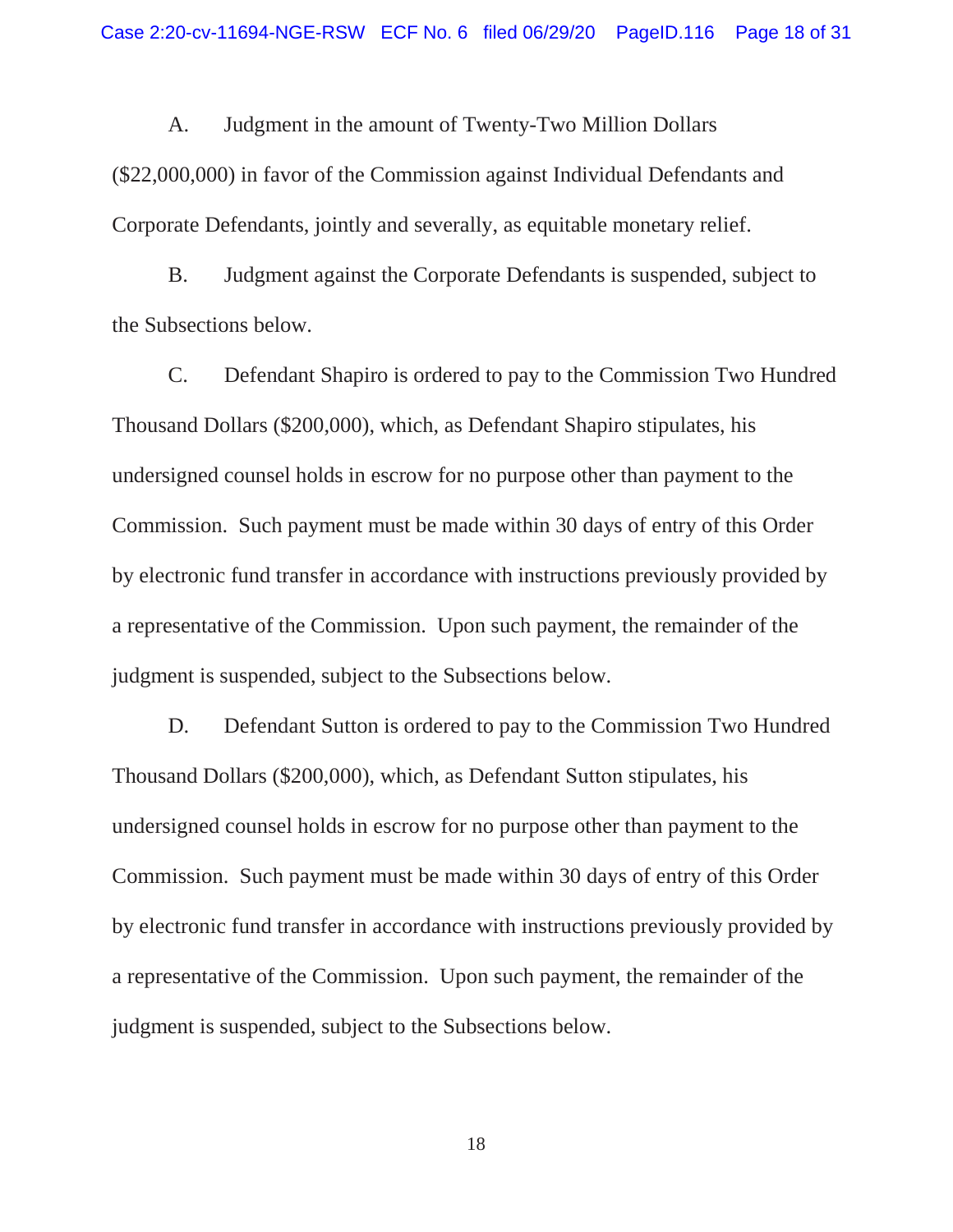A. Judgment in the amount of Twenty-Two Million Dollars ($22,000,000) in favor of the Commission against Individual Defendants and Corporate Defendants, jointly and severally, as equitable monetary relief.

B. Judgment against the Corporate Defendants is suspended, subject to the Subsections below.

C. Defendant Shapiro is ordered to pay to the Commission Two Hundred Thousand Dollars ($200,000), which, as Defendant Shapiro stipulates, his undersigned counsel holds in escrow for no purpose other than payment to the Commission. Such payment must be made within 30 days of entry of this Order by electronic fund transfer in accordance with instructions previously provided by a representative of the Commission. Upon such payment, the remainder of the judgment is suspended, subject to the Subsections below.

D. Defendant Sutton is ordered to pay to the Commission Two Hundred Thousand Dollars ($200,000), which, as Defendant Sutton stipulates, his undersigned counsel holds in escrow for no purpose other than payment to the Commission. Such payment must be made within 30 days of entry of this Order by electronic fund transfer in accordance with instructions previously provided by a representative of the Commission. Upon such payment, the remainder of the judgment is suspended, subject to the Subsections below.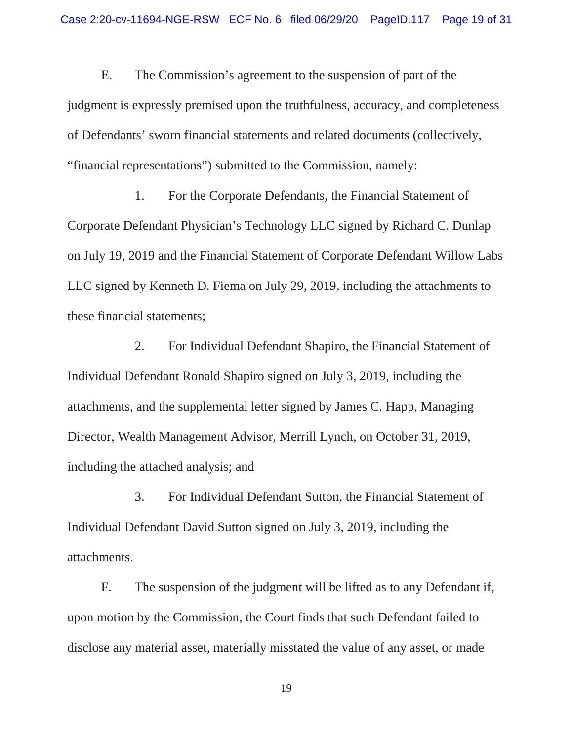E. The Commission's agreement to the suspension of part of the judgment is expressly premised upon the truthfulness, accuracy, and completeness of Defendants' sworn financial statements and related documents (collectively, "financial representations") submitted to the Commission, namely:

1. For the Corporate Defendants, the Financial Statement of Corporate Defendant Physician's Technology LLC signed by Richard C. Dunlap on July 19, 2019 and the Financial Statement of Corporate Defendant Willow Labs LLC signed by Kenneth D. Fiema on July 29, 2019, including the attachments to these financial statements;

2. For Individual Defendant Shapiro, the Financial Statement of Individual Defendant Ronald Shapiro signed on July 3, 2019, including the attachments, and the supplemental letter signed by James C. Happ, Managing Director, Wealth Management Advisor, Merrill Lynch, on October 31, 2019, including the attached analysis; and

3. For Individual Defendant Sutton, the Financial Statement of Individual Defendant David Sutton signed on July 3, 2019, including the attachments.

F. The suspension of the judgment will be lifted as to any Defendant if, upon motion by the Commission, the Court finds that such Defendant failed to disclose any material asset, materially misstated the value of any asset, or made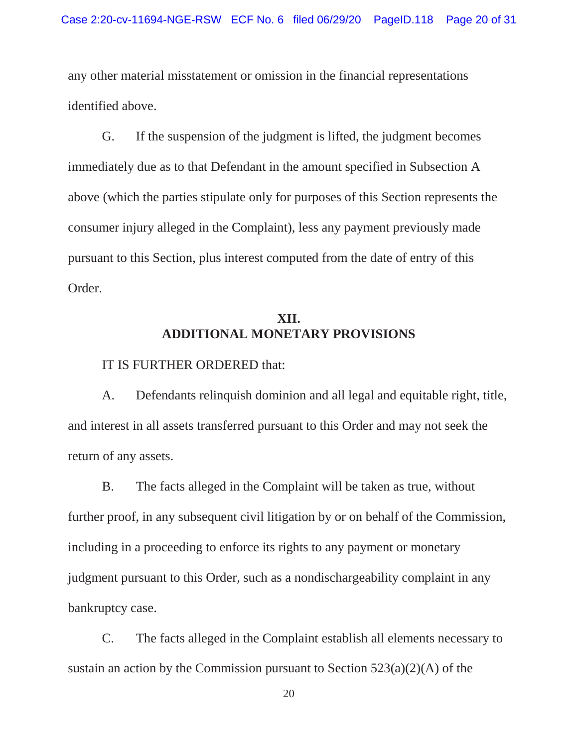any other material misstatement or omission in the financial representations identified above.

G. If the suspension of the judgment is lifted, the judgment becomes immediately due as to that Defendant in the amount specified in Subsection A above (which the parties stipulate only for purposes of this Section represents the consumer injury alleged in the Complaint), less any payment previously made pursuant to this Section, plus interest computed from the date of entry of this Order.

## XII.
## ADDITIONAL MONETARY PROVISIONS

IT IS FURTHER ORDERED that:

A. Defendants relinquish dominion and all legal and equitable right, title, and interest in all assets transferred pursuant to this Order and may not seek the return of any assets.

B. The facts alleged in the Complaint will be taken as true, without further proof, in any subsequent civil litigation by or on behalf of the Commission, including in a proceeding to enforce its rights to any payment or monetary judgment pursuant to this Order, such as a nondischargeability complaint in any bankruptcy case.

C. The facts alleged in the Complaint establish all elements necessary to sustain an action by the Commission pursuant to Section 523(a)(2)(A) of the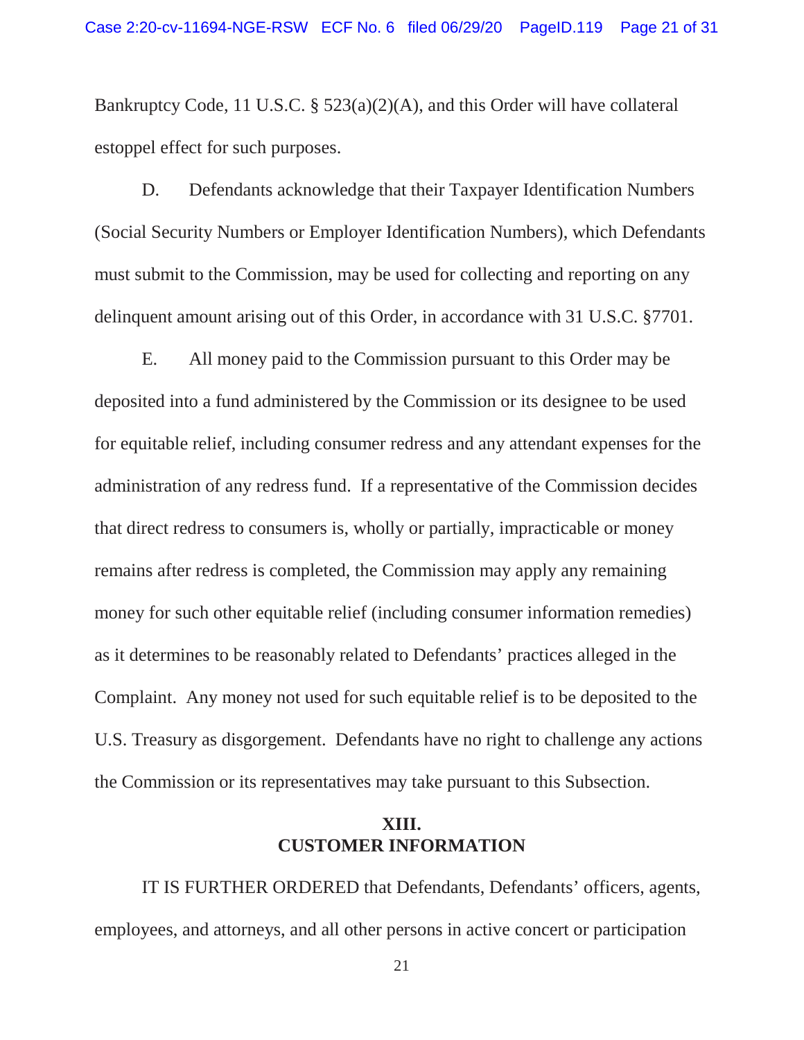Bankruptcy Code, 11 U.S.C. § 523(a)(2)(A), and this Order will have collateral estoppel effect for such purposes.

D. Defendants acknowledge that their Taxpayer Identification Numbers (Social Security Numbers or Employer Identification Numbers), which Defendants must submit to the Commission, may be used for collecting and reporting on any delinquent amount arising out of this Order, in accordance with 31 U.S.C. §7701.

E. All money paid to the Commission pursuant to this Order may be deposited into a fund administered by the Commission or its designee to be used for equitable relief, including consumer redress and any attendant expenses for the administration of any redress fund. If a representative of the Commission decides that direct redress to consumers is, wholly or partially, impracticable or money remains after redress is completed, the Commission may apply any remaining money for such other equitable relief (including consumer information remedies) as it determines to be reasonably related to Defendants' practices alleged in the Complaint. Any money not used for such equitable relief is to be deposited to the U.S. Treasury as disgorgement. Defendants have no right to challenge any actions the Commission or its representatives may take pursuant to this Subsection.

## XIII. CUSTOMER INFORMATION

IT IS FURTHER ORDERED that Defendants, Defendants' officers, agents, employees, and attorneys, and all other persons in active concert or participation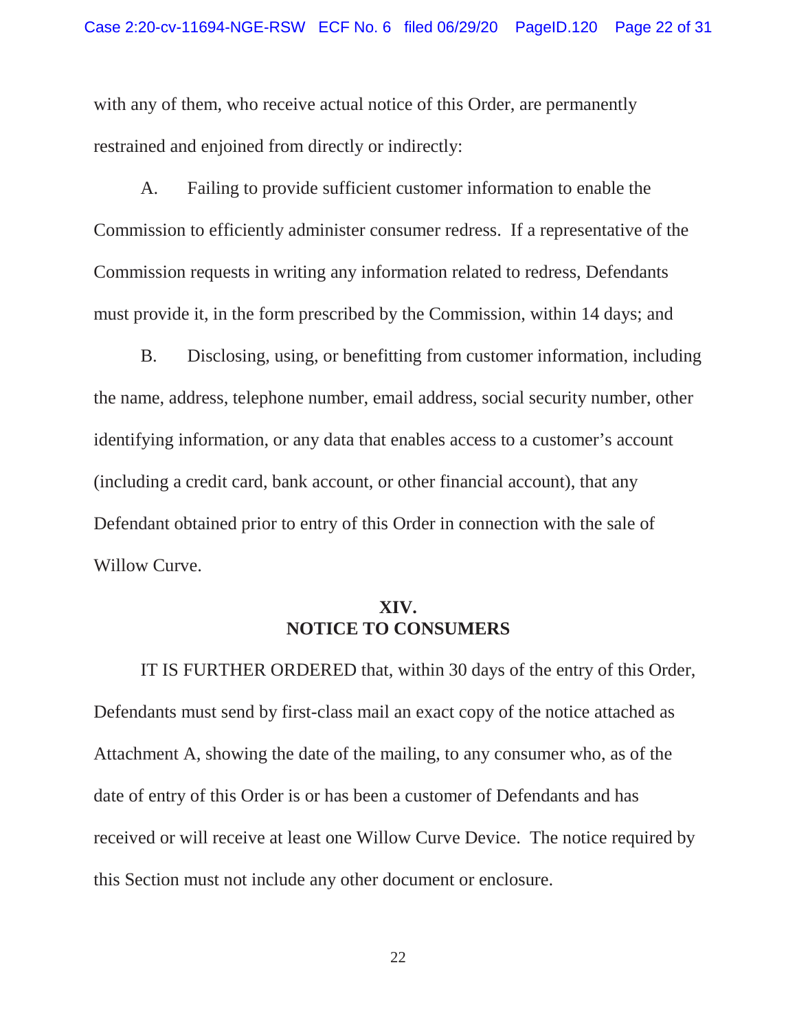with any of them, who receive actual notice of this Order, are permanently restrained and enjoined from directly or indirectly:

A. Failing to provide sufficient customer information to enable the Commission to efficiently administer consumer redress. If a representative of the Commission requests in writing any information related to redress, Defendants must provide it, in the form prescribed by the Commission, within 14 days; and

B. Disclosing, using, or benefitting from customer information, including the name, address, telephone number, email address, social security number, other identifying information, or any data that enables access to a customer's account (including a credit card, bank account, or other financial account), that any Defendant obtained prior to entry of this Order in connection with the sale of Willow Curve.

## XIV. NOTICE TO CONSUMERS

IT IS FURTHER ORDERED that, within 30 days of the entry of this Order, Defendants must send by first-class mail an exact copy of the notice attached as Attachment A, showing the date of the mailing, to any consumer who, as of the date of entry of this Order is or has been a customer of Defendants and has received or will receive at least one Willow Curve Device. The notice required by this Section must not include any other document or enclosure.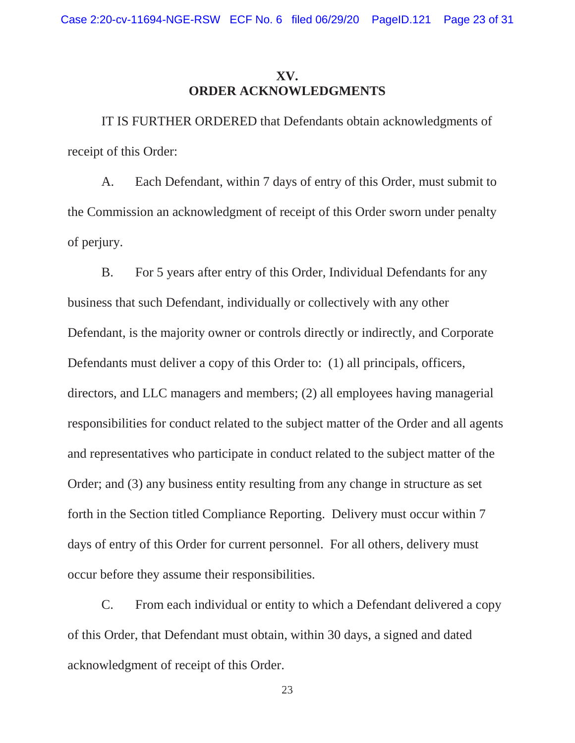## XV.
## ORDER ACKNOWLEDGMENTS

IT IS FURTHER ORDERED that Defendants obtain acknowledgments of receipt of this Order:

A. Each Defendant, within 7 days of entry of this Order, must submit to the Commission an acknowledgment of receipt of this Order sworn under penalty of perjury.

B. For 5 years after entry of this Order, Individual Defendants for any business that such Defendant, individually or collectively with any other Defendant, is the majority owner or controls directly or indirectly, and Corporate Defendants must deliver a copy of this Order to: (1) all principals, officers, directors, and LLC managers and members; (2) all employees having managerial responsibilities for conduct related to the subject matter of the Order and all agents and representatives who participate in conduct related to the subject matter of the Order; and (3) any business entity resulting from any change in structure as set forth in the Section titled Compliance Reporting. Delivery must occur within 7 days of entry of this Order for current personnel. For all others, delivery must occur before they assume their responsibilities.

C. From each individual or entity to which a Defendant delivered a copy of this Order, that Defendant must obtain, within 30 days, a signed and dated acknowledgment of receipt of this Order.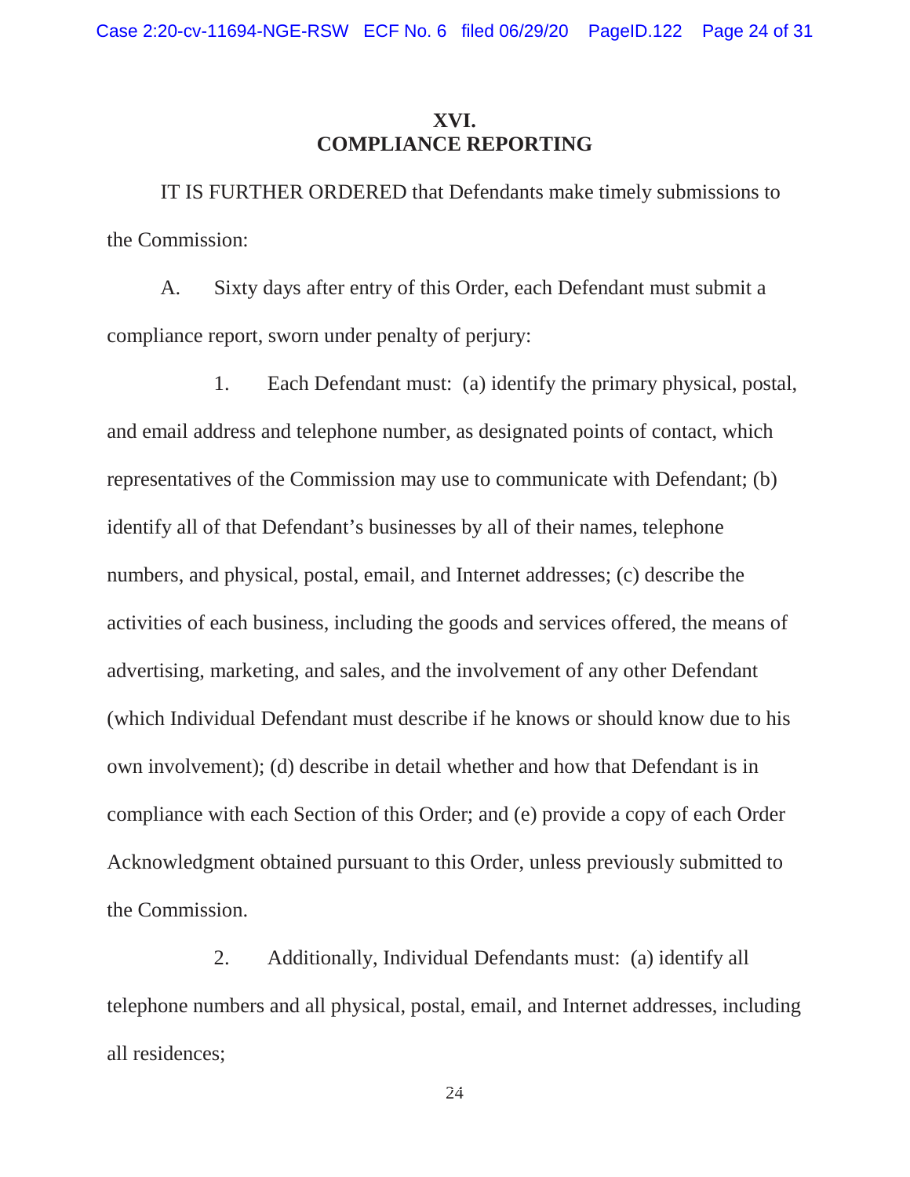## XVI. COMPLIANCE REPORTING

IT IS FURTHER ORDERED that Defendants make timely submissions to the Commission:

A. Sixty days after entry of this Order, each Defendant must submit a compliance report, sworn under penalty of perjury:

1. Each Defendant must: (a) identify the primary physical, postal, and email address and telephone number, as designated points of contact, which representatives of the Commission may use to communicate with Defendant; (b) identify all of that Defendant's businesses by all of their names, telephone numbers, and physical, postal, email, and Internet addresses; (c) describe the activities of each business, including the goods and services offered, the means of advertising, marketing, and sales, and the involvement of any other Defendant (which Individual Defendant must describe if he knows or should know due to his own involvement); (d) describe in detail whether and how that Defendant is in compliance with each Section of this Order; and (e) provide a copy of each Order Acknowledgment obtained pursuant to this Order, unless previously submitted to the Commission.

2. Additionally, Individual Defendants must: (a) identify all telephone numbers and all physical, postal, email, and Internet addresses, including all residences;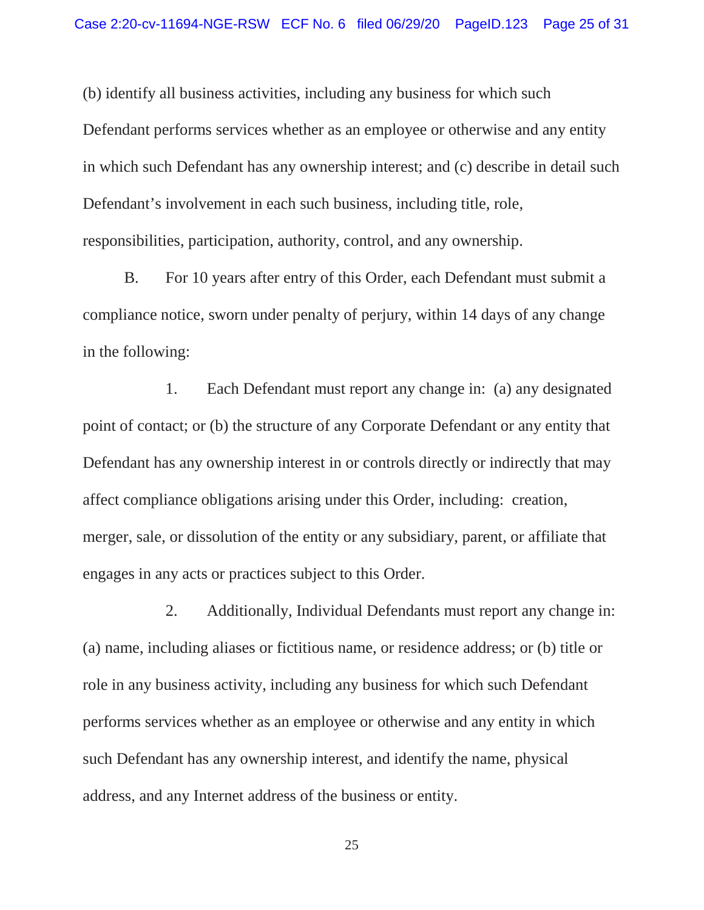(b) identify all business activities, including any business for which such Defendant performs services whether as an employee or otherwise and any entity in which such Defendant has any ownership interest; and (c) describe in detail such Defendant's involvement in each such business, including title, role, responsibilities, participation, authority, control, and any ownership.

B. For 10 years after entry of this Order, each Defendant must submit a compliance notice, sworn under penalty of perjury, within 14 days of any change in the following:

1. Each Defendant must report any change in: (a) any designated point of contact; or (b) the structure of any Corporate Defendant or any entity that Defendant has any ownership interest in or controls directly or indirectly that may affect compliance obligations arising under this Order, including: creation, merger, sale, or dissolution of the entity or any subsidiary, parent, or affiliate that engages in any acts or practices subject to this Order.

2. Additionally, Individual Defendants must report any change in: (a) name, including aliases or fictitious name, or residence address; or (b) title or role in any business activity, including any business for which such Defendant performs services whether as an employee or otherwise and any entity in which such Defendant has any ownership interest, and identify the name, physical address, and any Internet address of the business or entity.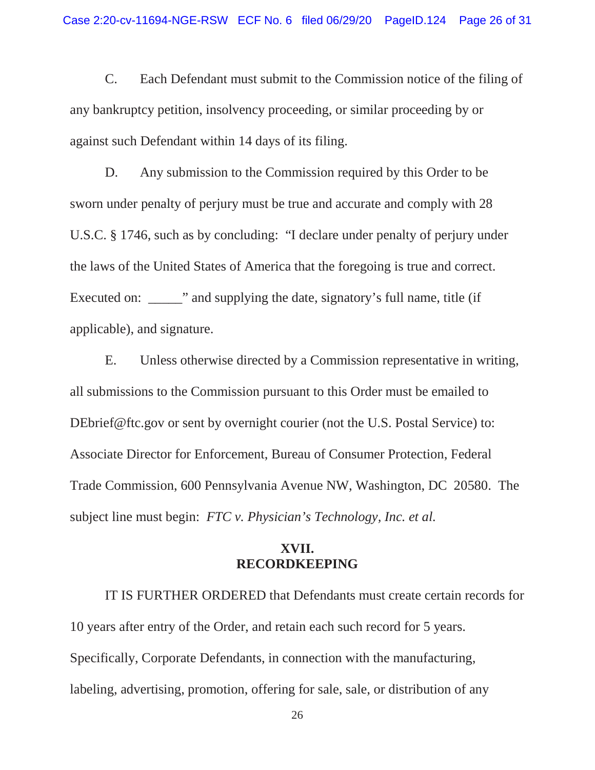C. Each Defendant must submit to the Commission notice of the filing of any bankruptcy petition, insolvency proceeding, or similar proceeding by or against such Defendant within 14 days of its filing.

D. Any submission to the Commission required by this Order to be sworn under penalty of perjury must be true and accurate and comply with 28 U.S.C. § 1746, such as by concluding: "I declare under penalty of perjury under the laws of the United States of America that the foregoing is true and correct. Executed on: _____" and supplying the date, signatory's full name, title (if applicable), and signature.

E. Unless otherwise directed by a Commission representative in writing, all submissions to the Commission pursuant to this Order must be emailed to DEbrief@ftc.gov or sent by overnight courier (not the U.S. Postal Service) to: Associate Director for Enforcement, Bureau of Consumer Protection, Federal Trade Commission, 600 Pennsylvania Avenue NW, Washington, DC 20580. The subject line must begin: *FTC v. Physician's Technology, Inc. et al.*

## XVII.
## RECORDKEEPING

IT IS FURTHER ORDERED that Defendants must create certain records for 10 years after entry of the Order, and retain each such record for 5 years. Specifically, Corporate Defendants, in connection with the manufacturing, labeling, advertising, promotion, offering for sale, sale, or distribution of any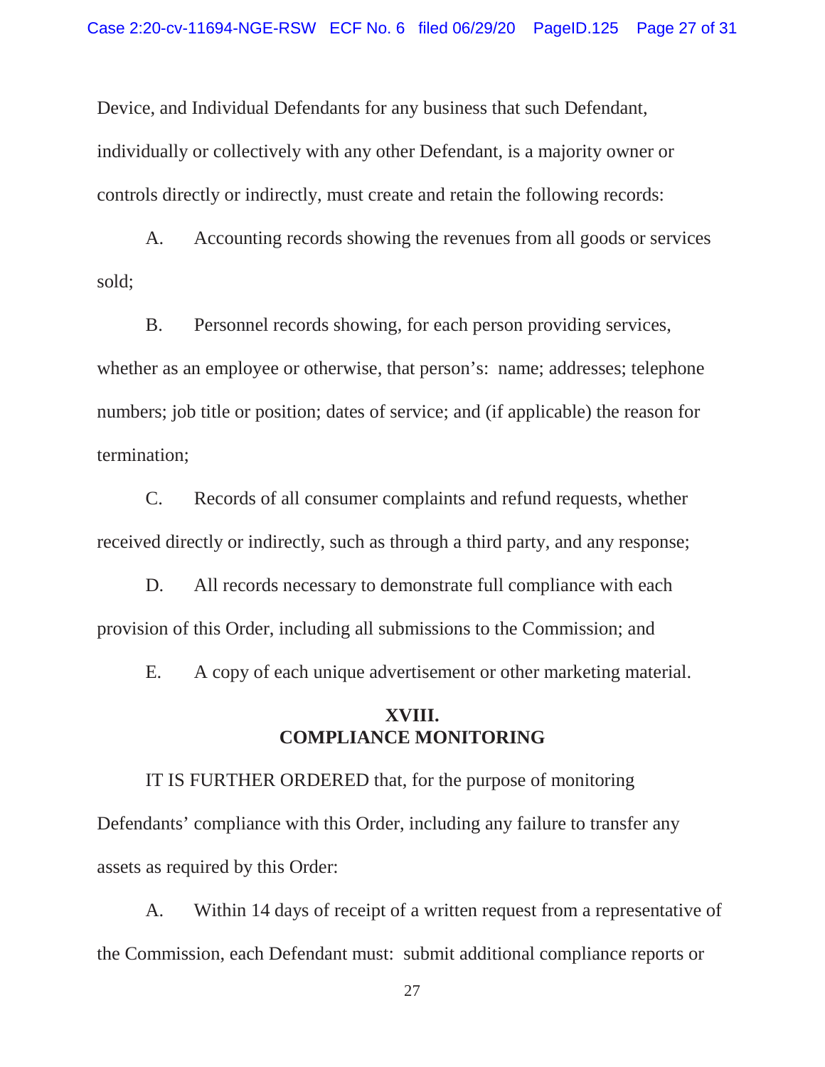Device, and Individual Defendants for any business that such Defendant, individually or collectively with any other Defendant, is a majority owner or controls directly or indirectly, must create and retain the following records:

A. Accounting records showing the revenues from all goods or services sold;

B. Personnel records showing, for each person providing services, whether as an employee or otherwise, that person's: name; addresses; telephone numbers; job title or position; dates of service; and (if applicable) the reason for termination;

C. Records of all consumer complaints and refund requests, whether received directly or indirectly, such as through a third party, and any response;

D. All records necessary to demonstrate full compliance with each provision of this Order, including all submissions to the Commission; and

E. A copy of each unique advertisement or other marketing material.

## XVIII.
## COMPLIANCE MONITORING

IT IS FURTHER ORDERED that, for the purpose of monitoring Defendants' compliance with this Order, including any failure to transfer any assets as required by this Order:

A. Within 14 days of receipt of a written request from a representative of the Commission, each Defendant must: submit additional compliance reports or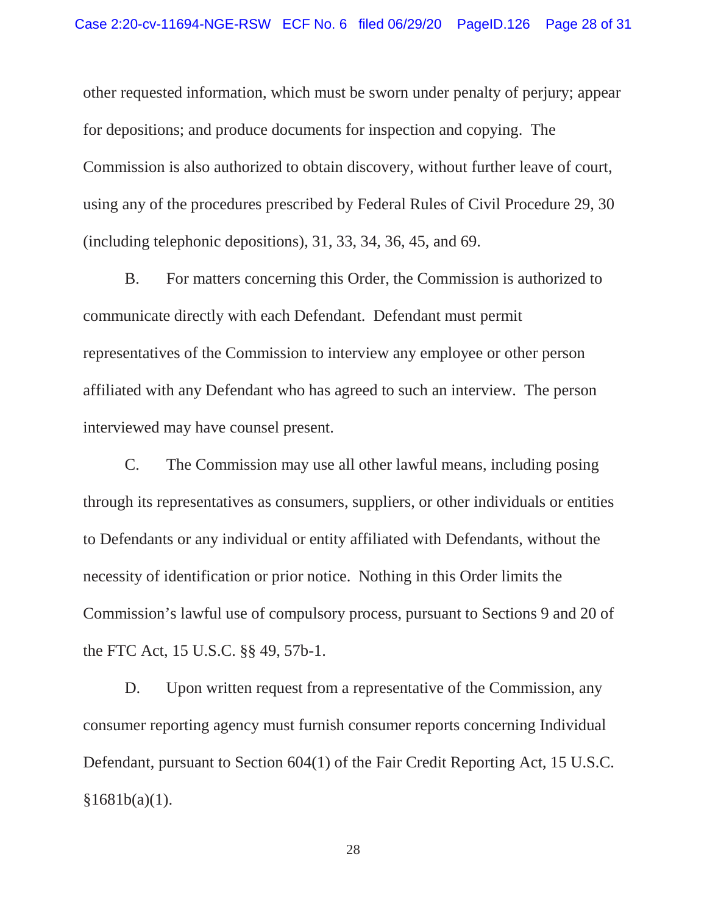other requested information, which must be sworn under penalty of perjury; appear for depositions; and produce documents for inspection and copying. The Commission is also authorized to obtain discovery, without further leave of court, using any of the procedures prescribed by Federal Rules of Civil Procedure 29, 30 (including telephonic depositions), 31, 33, 34, 36, 45, and 69.

B. For matters concerning this Order, the Commission is authorized to communicate directly with each Defendant. Defendant must permit representatives of the Commission to interview any employee or other person affiliated with any Defendant who has agreed to such an interview. The person interviewed may have counsel present.

C. The Commission may use all other lawful means, including posing through its representatives as consumers, suppliers, or other individuals or entities to Defendants or any individual or entity affiliated with Defendants, without the necessity of identification or prior notice. Nothing in this Order limits the Commission's lawful use of compulsory process, pursuant to Sections 9 and 20 of the FTC Act, 15 U.S.C. §§ 49, 57b-1.

D. Upon written request from a representative of the Commission, any consumer reporting agency must furnish consumer reports concerning Individual Defendant, pursuant to Section 604(1) of the Fair Credit Reporting Act, 15 U.S.C. §1681b(a)(1).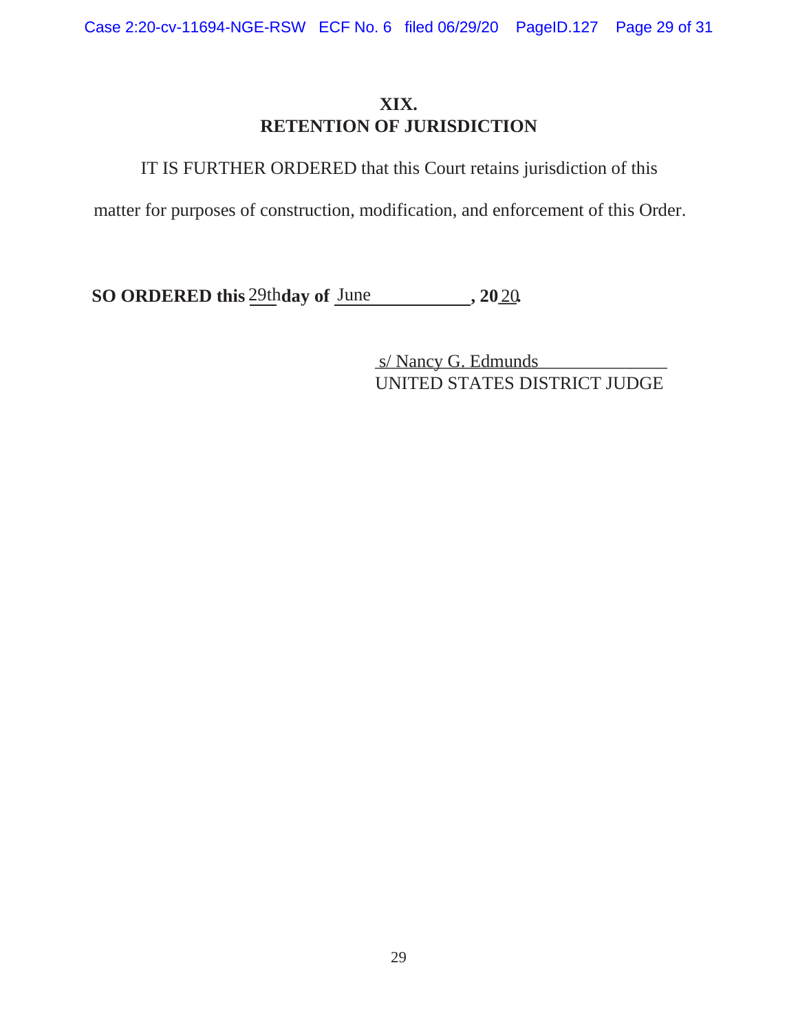## XIX. RETENTION OF JURISDICTION

IT IS FURTHER ORDERED that this Court retains jurisdiction of this matter for purposes of construction, modification, and enforcement of this Order.

**SO ORDERED this** 29th **day of** June **, 20**20**.**

s/ Nancy G. Edmunds
UNITED STATES DISTRICT JUDGE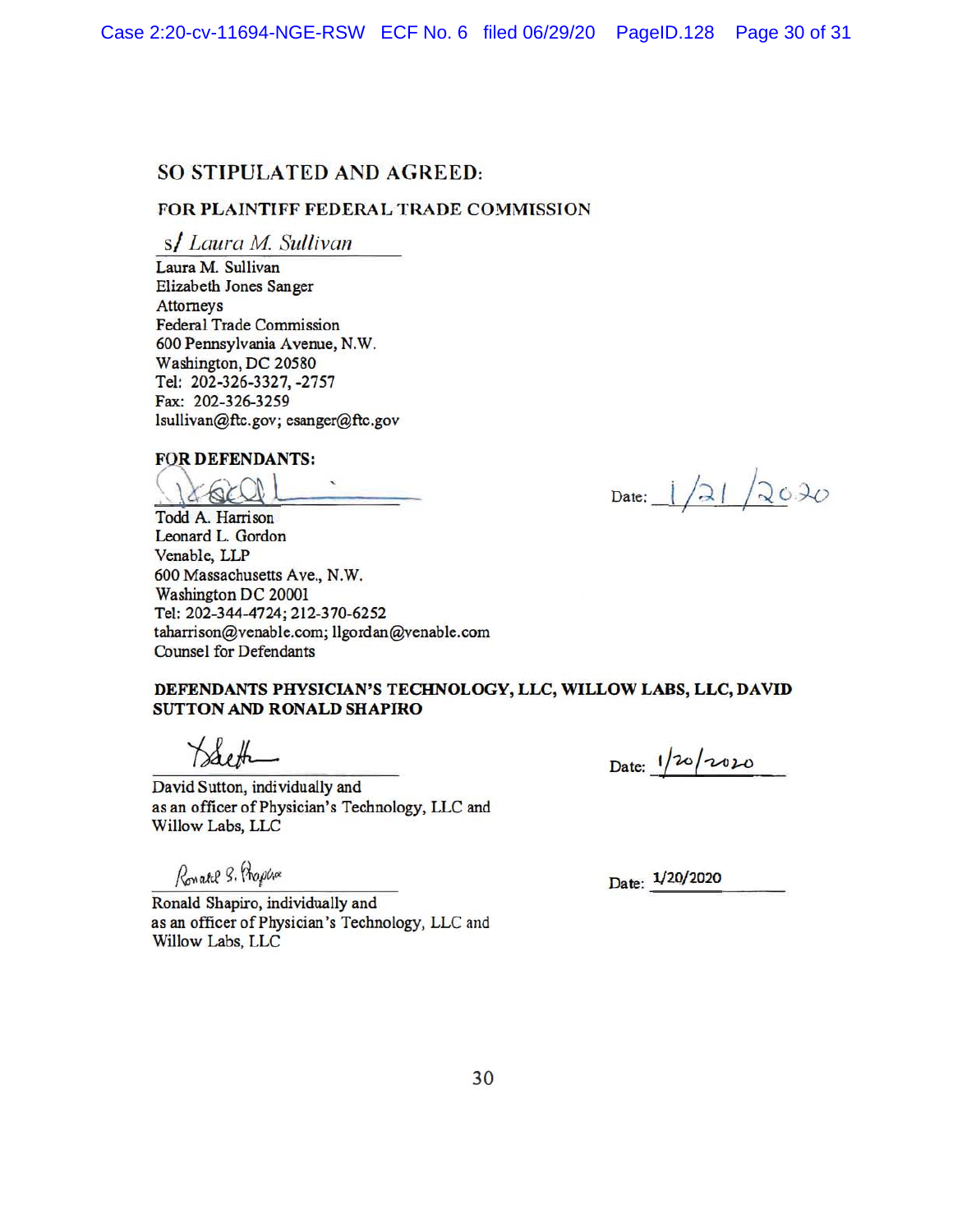## SO STIPULATED AND AGREED:

**FOR PLAINTIFF FEDERAL TRADE COMMISSION**

s/ *Laura M. Sullivan*

Laura M. Sullivan
Elizabeth Jones Sanger
Attorneys
Federal Trade Commission
600 Pennsylvania Avenue, N.W.
Washington, DC 20580
Tel: 202-326-3327, -2757
Fax: 202-326-3259
lsullivan@ftc.gov; esanger@ftc.gov

**FOR DEFENDANTS:**

______________________ Date: 1/21/2020

Todd A. Harrison
Leonard L. Gordon
Venable, LLP
600 Massachusetts Ave., N.W.
Washington DC 20001
Tel: 202-344-4724; 212-370-6252
taharrison@venable.com; llgordan@venable.com
Counsel for Defendants

**DEFENDANTS PHYSICIAN'S TECHNOLOGY, LLC, WILLOW LABS, LLC, DAVID SUTTON AND RONALD SHAPIRO**

______________________ Date: 1/20/2020

David Sutton, individually and
as an officer of Physician's Technology, LLC and
Willow Labs, LLC

______________________ Date: 1/20/2020

Ronald Shapiro, individually and
as an officer of Physician's Technology, LLC and
Willow Labs, LLC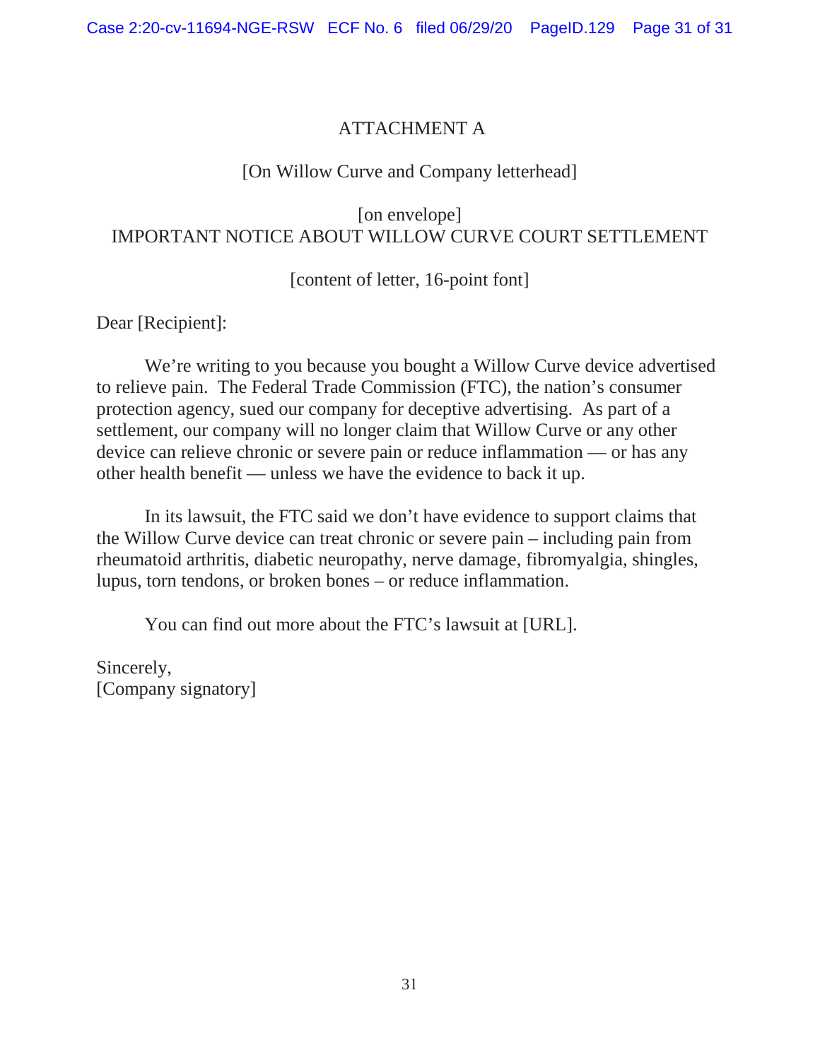# ATTACHMENT A

[On Willow Curve and Company letterhead]

[on envelope]
IMPORTANT NOTICE ABOUT WILLOW CURVE COURT SETTLEMENT

[content of letter, 16-point font]

Dear [Recipient]:

We're writing to you because you bought a Willow Curve device advertised to relieve pain. The Federal Trade Commission (FTC), the nation's consumer protection agency, sued our company for deceptive advertising. As part of a settlement, our company will no longer claim that Willow Curve or any other device can relieve chronic or severe pain or reduce inflammation — or has any other health benefit — unless we have the evidence to back it up.

In its lawsuit, the FTC said we don't have evidence to support claims that the Willow Curve device can treat chronic or severe pain – including pain from rheumatoid arthritis, diabetic neuropathy, nerve damage, fibromyalgia, shingles, lupus, torn tendons, or broken bones – or reduce inflammation.

You can find out more about the FTC's lawsuit at [URL].

Sincerely,
[Company signatory]